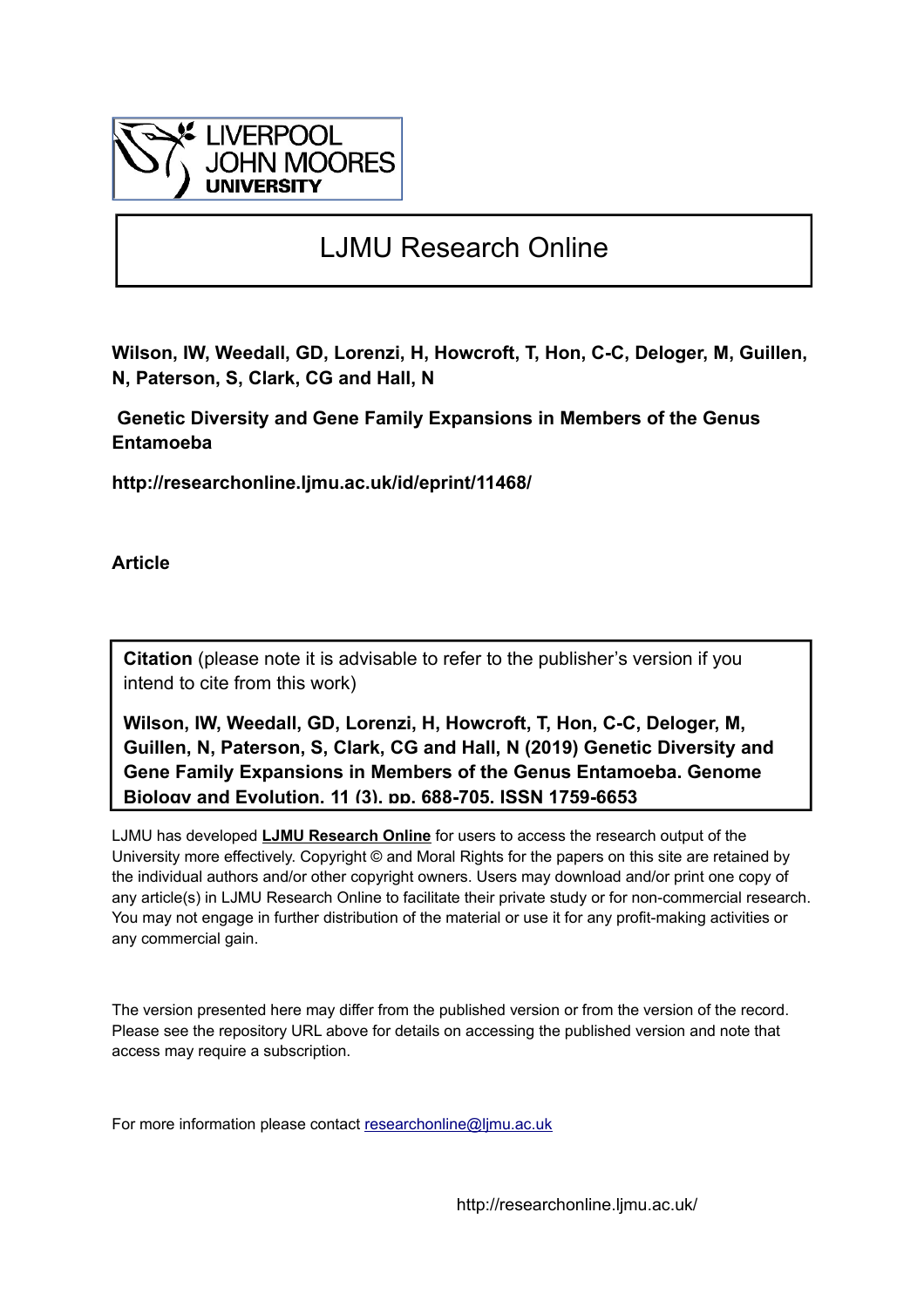# LJMU Research Online

**Wilson, IW, Weedall, GD, Lorenzi, H, Howcroft, T, Hon, C-C, Deloger, M, Guillen, N, Paterson, S, Clark, CG and Hall, N**

**Genetic Diversity and Gene Family Expansions in Members of the Genus Entamoeba**

**http://researchonline.ljmu.ac.uk/id/eprint/11468/**

**Article**

**Citation** (please note it is advisable to refer to the publisher's version if you intend to cite from this work)

**Wilson, IW, Weedall, GD, Lorenzi, H, Howcroft, T, Hon, C-C, Deloger, M, Guillen, N, Paterson, S, Clark, CG and Hall, N (2019) Genetic Diversity and Gene Family Expansions in Members of the Genus Entamoeba. Genome Biology and Evolution, 11 (3). pp. 688-705. ISSN 1759-6653**

LJMU has developed **LJMU Research Online** for users to access the research output of the University more effectively. Copyright © and Moral Rights for the papers on this site are retained by the individual authors and/or other copyright owners. Users may download and/or print one copy of any article(s) in LJMU Research Online to facilitate their private study or for non-commercial research. You may not engage in further distribution of the material or use it for any profit-making activities or any commercial gain.

The version presented here may differ from the published version or from the version of the record. Please see the repository URL above for details on accessing the published version and note that access may require a subscription.

For more information please contact researchonline@ljmu.ac.uk

http://researchonline.ljmu.ac.uk/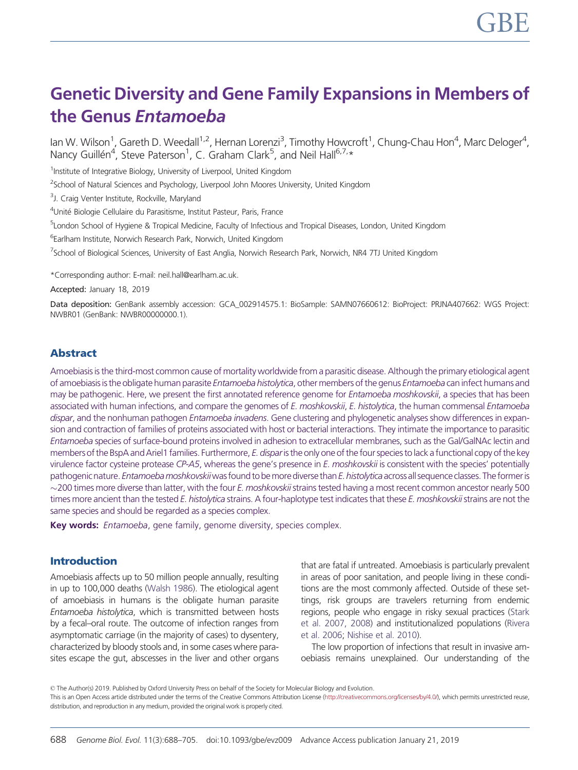# Genetic Diversity and Gene Family Expansions in Members of the Genus *Entamoeba*

Ian W. Wilson[1], Gareth D. Weedall[1,2], Hernan Lorenzi[3], Timothy Howcroft[1], Chung-Chau Hon[4], Marc Deloger[4], Nancy Guillén[4], Steve Paterson[1], C. Graham Clark[5], and Neil Hall[6,7,*]

[1]Institute of Integrative Biology, University of Liverpool, United Kingdom

[2]School of Natural Sciences and Psychology, Liverpool John Moores University, United Kingdom

[3]J. Craig Venter Institute, Rockville, Maryland

[4]Unité Biologie Cellulaire du Parasitisme, Institut Pasteur, Paris, France

[5]London School of Hygiene & Tropical Medicine, Faculty of Infectious and Tropical Diseases, London, United Kingdom

[6]Earlham Institute, Norwich Research Park, Norwich, United Kingdom

[7]School of Biological Sciences, University of East Anglia, Norwich Research Park, Norwich, NR4 7TJ United Kingdom

*Corresponding author: E-mail: neil.hall@earlham.ac.uk.

**Accepted:** January 18, 2019

**Data deposition:** GenBank assembly accession: GCA_002914575.1: BioSample: SAMN07660612: BioProject: PRJNA407662: WGS Project: NWBR01 (GenBank: NWBR00000000.1).

## Abstract

Amoebiasis is the third-most common cause of mortality worldwide from a parasitic disease. Although the primary etiological agent of amoebiasis is the obligate human parasite *Entamoeba histolytica*, other members of the genus *Entamoeba* can infect humans and may be pathogenic. Here, we present the first annotated reference genome for *Entamoeba moshkovskii*, a species that has been associated with human infections, and compare the genomes of *E. moshkovskii*, *E. histolytica*, the human commensal *Entamoeba dispar*, and the nonhuman pathogen *Entamoeba invadens*. Gene clustering and phylogenetic analyses show differences in expansion and contraction of families of proteins associated with host or bacterial interactions. They intimate the importance to parasitic *Entamoeba* species of surface-bound proteins involved in adhesion to extracellular membranes, such as the Gal/GalNAc lectin and members of the BspA and Ariel1 families. Furthermore, *E. dispar* is the only one of the four species to lack a functional copy of the key virulence factor cysteine protease *CP-A5*, whereas the gene's presence in *E. moshkovskii* is consistent with the species' potentially pathogenic nature. *Entamoeba moshkovskii* was found to be more diverse than *E. histolytica* across all sequence classes. The former is ~200 times more diverse than latter, with the four *E. moshkovskii* strains tested having a most recent common ancestor nearly 500 times more ancient than the tested *E. histolytica* strains. A four-haplotype test indicates that these *E. moshkovskii* strains are not the same species and should be regarded as a species complex.

**Key words:** *Entamoeba*, gene family, genome diversity, species complex.

## Introduction

Amoebiasis affects up to 50 million people annually, resulting in up to 100,000 deaths (Walsh 1986). The etiological agent of amoebiasis in humans is the obligate human parasite *Entamoeba histolytica*, which is transmitted between hosts by a fecal–oral route. The outcome of infection ranges from asymptomatic carriage (in the majority of cases) to dysentery, characterized by bloody stools and, in some cases where parasites escape the gut, abscesses in the liver and other organs that are fatal if untreated. Amoebiasis is particularly prevalent in areas of poor sanitation, and people living in these conditions are the most commonly affected. Outside of these settings, risk groups are travelers returning from endemic regions, people who engage in risky sexual practices (Stark et al. 2007, 2008) and institutionalized populations (Rivera et al. 2006; Nishise et al. 2010).

The low proportion of infections that result in invasive amoebiasis remains unexplained. Our understanding of the

© The Author(s) 2019. Published by Oxford University Press on behalf of the Society for Molecular Biology and Evolution.
This is an Open Access article distributed under the terms of the Creative Commons Attribution License (http://creativecommons.org/licenses/by/4.0/), which permits unrestricted reuse, distribution, and reproduction in any medium, provided the original work is properly cited.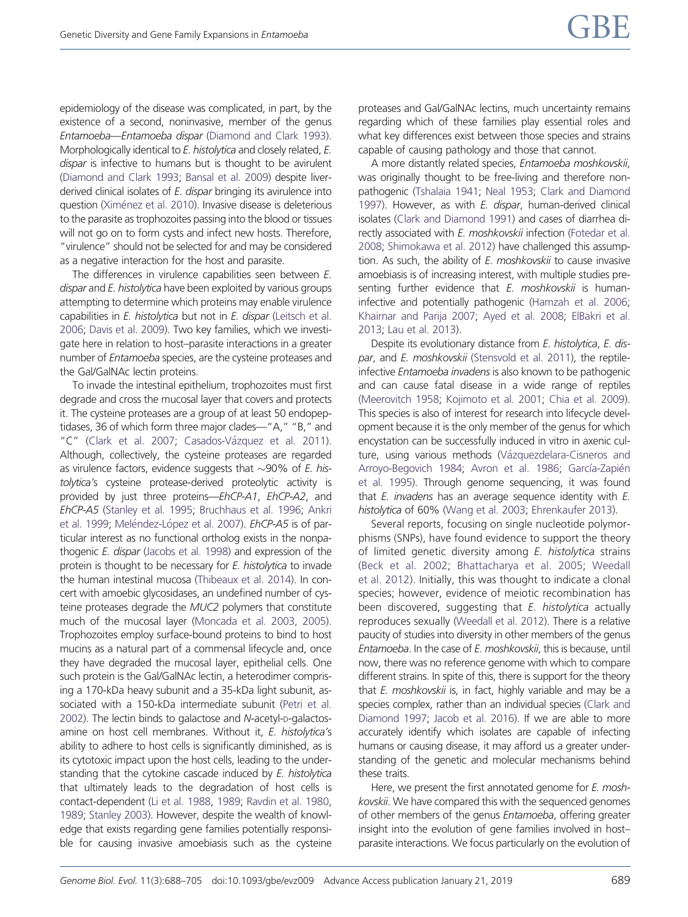epidemiology of the disease was complicated, in part, by the existence of a second, noninvasive, member of the genus *Entamoeba*—*Entamoeba dispar* (Diamond and Clark 1993). Morphologically identical to *E. histolytica* and closely related, *E. dispar* is infective to humans but is thought to be avirulent (Diamond and Clark 1993; Bansal et al. 2009) despite liver-derived clinical isolates of *E. dispar* bringing its avirulence into question (Ximénez et al. 2010). Invasive disease is deleterious to the parasite as trophozoites passing into the blood or tissues will not go on to form cysts and infect new hosts. Therefore, "virulence" should not be selected for and may be considered as a negative interaction for the host and parasite.

The differences in virulence capabilities seen between *E. dispar* and *E. histolytica* have been exploited by various groups attempting to determine which proteins may enable virulence capabilities in *E. histolytica* but not in *E. dispar* (Leitsch et al. 2006; Davis et al. 2009). Two key families, which we investigate here in relation to host–parasite interactions in a greater number of *Entamoeba* species, are the cysteine proteases and the Gal/GalNAc lectin proteins.

To invade the intestinal epithelium, trophozoites must first degrade and cross the mucosal layer that covers and protects it. The cysteine proteases are a group of at least 50 endopeptidases, 36 of which form three major clades—"A," "B," and "C" (Clark et al. 2007; Casados-Vázquez et al. 2011). Although, collectively, the cysteine proteases are regarded as virulence factors, evidence suggests that ∼90% of *E. histolytica*'s cysteine protease-derived proteolytic activity is provided by just three proteins—*EhCP-A1*, *EhCP-A2*, and *EhCP-A5* (Stanley et al. 1995; Bruchhaus et al. 1996; Ankri et al. 1999; Meléndez-López et al. 2007). *EhCP-A5* is of particular interest as no functional ortholog exists in the nonpathogenic *E. dispar* (Jacobs et al. 1998) and expression of the protein is thought to be necessary for *E. histolytica* to invade the human intestinal mucosa (Thibeaux et al. 2014). In concert with amoebic glycosidases, an undefined number of cysteine proteases degrade the *MUC2* polymers that constitute much of the mucosal layer (Moncada et al. 2003, 2005). Trophozoites employ surface-bound proteins to bind to host mucins as a natural part of a commensal lifecycle and, once they have degraded the mucosal layer, epithelial cells. One such protein is the Gal/GalNAc lectin, a heterodimer comprising a 170-kDa heavy subunit and a 35-kDa light subunit, associated with a 150-kDa intermediate subunit (Petri et al. 2002). The lectin binds to galactose and *N*-acetyl-D-galactosamine on host cell membranes. Without it, *E. histolytica*'s ability to adhere to host cells is significantly diminished, as is its cytotoxic impact upon the host cells, leading to the understanding that the cytokine cascade induced by *E. histolytica* that ultimately leads to the degradation of host cells is contact-dependent (Li et al. 1988, 1989; Ravdin et al. 1980, 1989; Stanley 2003). However, despite the wealth of knowledge that exists regarding gene families potentially responsible for causing invasive amoebiasis such as the cysteine proteases and Gal/GalNAc lectins, much uncertainty remains regarding which of these families play essential roles and what key differences exist between those species and strains capable of causing pathology and those that cannot.

A more distantly related species, *Entamoeba moshkovskii*, was originally thought to be free-living and therefore nonpathogenic (Tshalaia 1941; Neal 1953; Clark and Diamond 1997). However, as with *E. dispar*, human-derived clinical isolates (Clark and Diamond 1991) and cases of diarrhea directly associated with *E. moshkovskii* infection (Fotedar et al. 2008; Shimokawa et al. 2012) have challenged this assumption. As such, the ability of *E. moshkovskii* to cause invasive amoebiasis is of increasing interest, with multiple studies presenting further evidence that *E. moshkovskii* is human-infective and potentially pathogenic (Hamzah et al. 2006; Khairnar and Parija 2007; Ayed et al. 2008; ElBakri et al. 2013; Lau et al. 2013).

Despite its evolutionary distance from *E. histolytica*, *E. dispar*, and *E. moshkovskii* (Stensvold et al. 2011), the reptile-infective *Entamoeba invadens* is also known to be pathogenic and can cause fatal disease in a wide range of reptiles (Meerovitch 1958; Kojimoto et al. 2001; Chia et al. 2009). This species is also of interest for research into lifecycle development because it is the only member of the genus for which encystation can be successfully induced in vitro in axenic culture, using various methods (Vázquezdelara-Cisneros and Arroyo-Begovich 1984; Avron et al. 1986; García-Zapién et al. 1995). Through genome sequencing, it was found that *E. invadens* has an average sequence identity with *E. histolytica* of 60% (Wang et al. 2003; Ehrenkaufer 2013).

Several reports, focusing on single nucleotide polymorphisms (SNPs), have found evidence to support the theory of limited genetic diversity among *E. histolytica* strains (Beck et al. 2002; Bhattacharya et al. 2005; Weedall et al. 2012). Initially, this was thought to indicate a clonal species; however, evidence of meiotic recombination has been discovered, suggesting that *E. histolytica* actually reproduces sexually (Weedall et al. 2012). There is a relative paucity of studies into diversity in other members of the genus *Entamoeba*. In the case of *E. moshkovskii*, this is because, until now, there was no reference genome with which to compare different strains. In spite of this, there is support for the theory that *E. moshkovskii* is, in fact, highly variable and may be a species complex, rather than an individual species (Clark and Diamond 1997; Jacob et al. 2016). If we are able to more accurately identify which isolates are capable of infecting humans or causing disease, it may afford us a greater understanding of the genetic and molecular mechanisms behind these traits.

Here, we present the first annotated genome for *E. moshkovskii*. We have compared this with the sequenced genomes of other members of the genus *Entamoeba*, offering greater insight into the evolution of gene families involved in host–parasite interactions. We focus particularly on the evolution of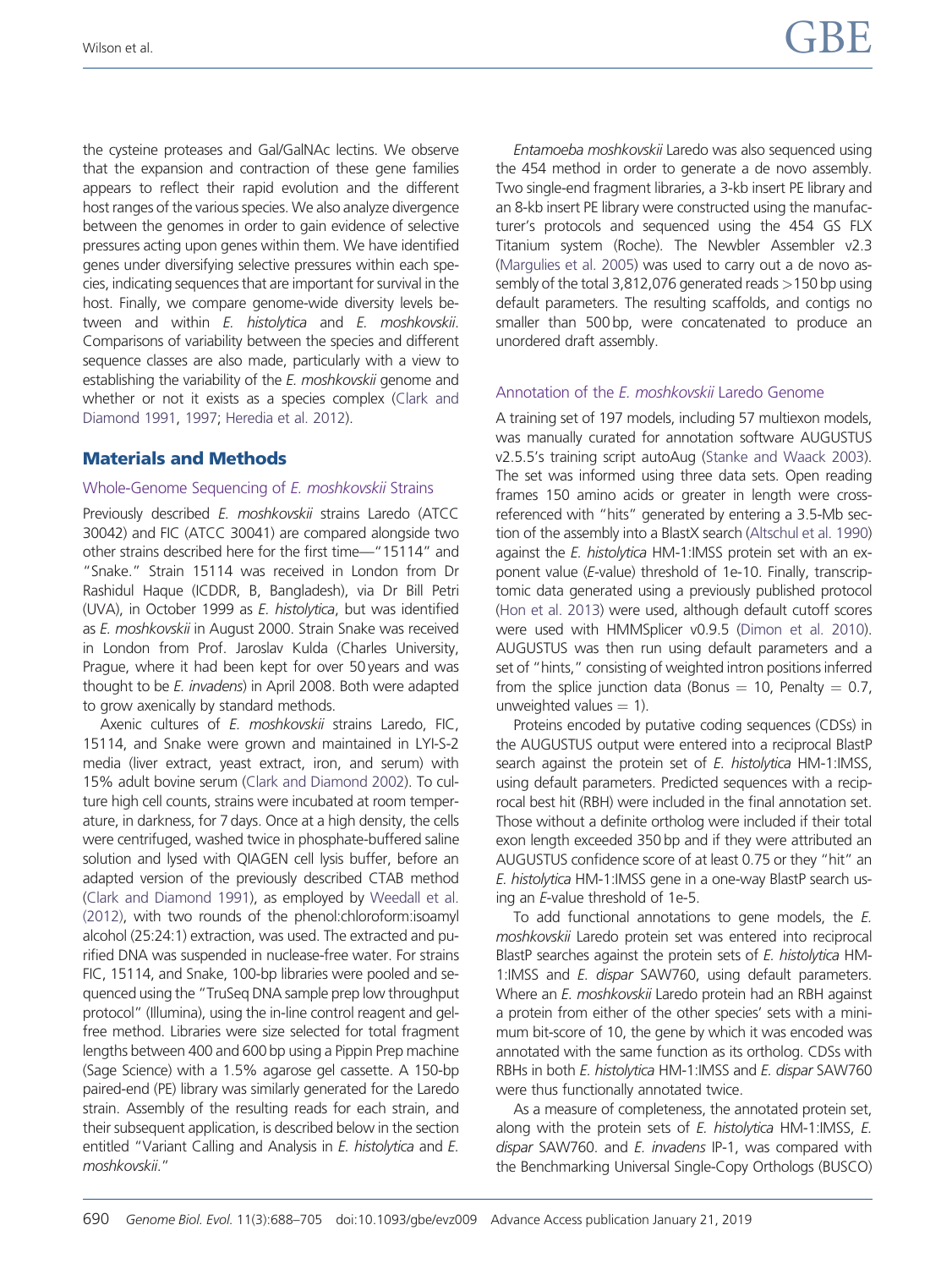the cysteine proteases and Gal/GalNAc lectins. We observe that the expansion and contraction of these gene families appears to reflect their rapid evolution and the different host ranges of the various species. We also analyze divergence between the genomes in order to gain evidence of selective pressures acting upon genes within them. We have identified genes under diversifying selective pressures within each species, indicating sequences that are important for survival in the host. Finally, we compare genome-wide diversity levels between and within *E. histolytica* and *E. moshkovskii*. Comparisons of variability between the species and different sequence classes are also made, particularly with a view to establishing the variability of the *E. moshkovskii* genome and whether or not it exists as a species complex (Clark and Diamond 1991, 1997; Heredia et al. 2012).

## Materials and Methods

### Whole-Genome Sequencing of *E. moshkovskii* Strains

Previously described *E. moshkovskii* strains Laredo (ATCC 30042) and FIC (ATCC 30041) are compared alongside two other strains described here for the first time—"15114" and "Snake." Strain 15114 was received in London from Dr Rashidul Haque (ICDDR, B, Bangladesh), via Dr Bill Petri (UVA), in October 1999 as *E. histolytica*, but was identified as *E. moshkovskii* in August 2000. Strain Snake was received in London from Prof. Jaroslav Kulda (Charles University, Prague, where it had been kept for over 50 years and was thought to be *E. invadens*) in April 2008. Both were adapted to grow axenically by standard methods.

Axenic cultures of *E. moshkovskii* strains Laredo, FIC, 15114, and Snake were grown and maintained in LYI-S-2 media (liver extract, yeast extract, iron, and serum) with 15% adult bovine serum (Clark and Diamond 2002). To culture high cell counts, strains were incubated at room temperature, in darkness, for 7 days. Once at a high density, the cells were centrifuged, washed twice in phosphate-buffered saline solution and lysed with QIAGEN cell lysis buffer, before an adapted version of the previously described CTAB method (Clark and Diamond 1991), as employed by Weedall et al. (2012), with two rounds of the phenol:chloroform:isoamyl alcohol (25:24:1) extraction, was used. The extracted and purified DNA was suspended in nuclease-free water. For strains FIC, 15114, and Snake, 100-bp libraries were pooled and sequenced using the "TruSeq DNA sample prep low throughput protocol" (Illumina), using the in-line control reagent and gel-free method. Libraries were size selected for total fragment lengths between 400 and 600 bp using a Pippin Prep machine (Sage Science) with a 1.5% agarose gel cassette. A 150-bp paired-end (PE) library was similarly generated for the Laredo strain. Assembly of the resulting reads for each strain, and their subsequent application, is described below in the section entitled "Variant Calling and Analysis in *E. histolytica* and *E. moshkovskii*."

*Entamoeba moshkovskii* Laredo was also sequenced using the 454 method in order to generate a de novo assembly. Two single-end fragment libraries, a 3-kb insert PE library and an 8-kb insert PE library were constructed using the manufacturer's protocols and sequenced using the 454 GS FLX Titanium system (Roche). The Newbler Assembler v2.3 (Margulies et al. 2005) was used to carry out a de novo assembly of the total 3,812,076 generated reads >150 bp using default parameters. The resulting scaffolds, and contigs no smaller than 500 bp, were concatenated to produce an unordered draft assembly.

### Annotation of the *E. moshkovskii* Laredo Genome

A training set of 197 models, including 57 multiexon models, was manually curated for annotation software AUGUSTUS v2.5.5's training script autoAug (Stanke and Waack 2003). The set was informed using three data sets. Open reading frames 150 amino acids or greater in length were cross-referenced with "hits" generated by entering a 3.5-Mb section of the assembly into a BlastX search (Altschul et al. 1990) against the *E. histolytica* HM-1:IMSS protein set with an exponent value (*E*-value) threshold of 1e-10. Finally, transcriptomic data generated using a previously published protocol (Hon et al. 2013) were used, although default cutoff scores were used with HMMSplicer v0.9.5 (Dimon et al. 2010). AUGUSTUS was then run using default parameters and a set of "hints," consisting of weighted intron positions inferred from the splice junction data (Bonus = 10, Penalty = 0.7, unweighted values = 1).

Proteins encoded by putative coding sequences (CDSs) in the AUGUSTUS output were entered into a reciprocal BlastP search against the protein set of *E. histolytica* HM-1:IMSS, using default parameters. Predicted sequences with a reciprocal best hit (RBH) were included in the final annotation set. Those without a definite ortholog were included if their total exon length exceeded 350 bp and if they were attributed an AUGUSTUS confidence score of at least 0.75 or they "hit" an *E. histolytica* HM-1:IMSS gene in a one-way BlastP search using an *E*-value threshold of 1e-5.

To add functional annotations to gene models, the *E. moshkovskii* Laredo protein set was entered into reciprocal BlastP searches against the protein sets of *E. histolytica* HM-1:IMSS and *E. dispar* SAW760, using default parameters. Where an *E. moshkovskii* Laredo protein had an RBH against a protein from either of the other species' sets with a minimum bit-score of 10, the gene by which it was encoded was annotated with the same function as its ortholog. CDSs with RBHs in both *E. histolytica* HM-1:IMSS and *E. dispar* SAW760 were thus functionally annotated twice.

As a measure of completeness, the annotated protein set, along with the protein sets of *E. histolytica* HM-1:IMSS, *E. dispar* SAW760. and *E. invadens* IP-1, was compared with the Benchmarking Universal Single-Copy Orthologs (BUSCO)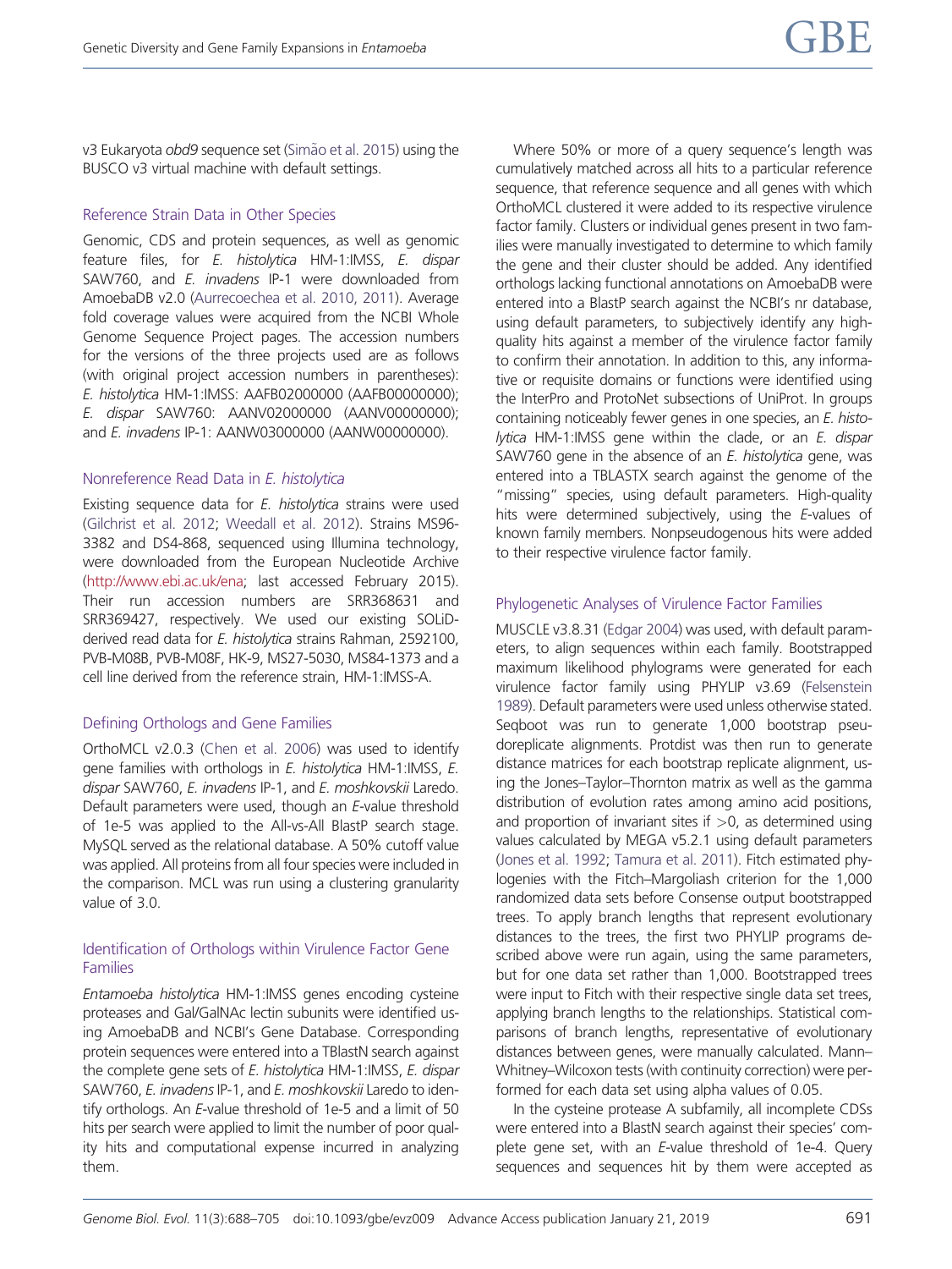v3 Eukaryota *obd9* sequence set (Simão et al. 2015) using the BUSCO v3 virtual machine with default settings.

### Reference Strain Data in Other Species

Genomic, CDS and protein sequences, as well as genomic feature files, for *E. histolytica* HM-1:IMSS, *E. dispar* SAW760, and *E. invadens* IP-1 were downloaded from AmoebaDB v2.0 (Aurrecoechea et al. 2010, 2011). Average fold coverage values were acquired from the NCBI Whole Genome Sequence Project pages. The accession numbers for the versions of the three projects used are as follows (with original project accession numbers in parentheses): *E. histolytica* HM-1:IMSS: AAFB02000000 (AAFB00000000); *E. dispar* SAW760: AANV02000000 (AANV00000000); and *E. invadens* IP-1: AANW03000000 (AANW00000000).

### Nonreference Read Data in *E. histolytica*

Existing sequence data for *E. histolytica* strains were used (Gilchrist et al. 2012; Weedall et al. 2012). Strains MS96-3382 and DS4-868, sequenced using Illumina technology, were downloaded from the European Nucleotide Archive (http://www.ebi.ac.uk/ena; last accessed February 2015). Their run accession numbers are SRR368631 and SRR369427, respectively. We used our existing SOLiD-derived read data for *E. histolytica* strains Rahman, 2592100, PVB-M08B, PVB-M08F, HK-9, MS27-5030, MS84-1373 and a cell line derived from the reference strain, HM-1:IMSS-A.

### Defining Orthologs and Gene Families

OrthoMCL v2.0.3 (Chen et al. 2006) was used to identify gene families with orthologs in *E. histolytica* HM-1:IMSS, *E. dispar* SAW760, *E. invadens* IP-1, and *E. moshkovskii* Laredo. Default parameters were used, though an *E*-value threshold of 1e-5 was applied to the All-vs-All BlastP search stage. MySQL served as the relational database. A 50% cutoff value was applied. All proteins from all four species were included in the comparison. MCL was run using a clustering granularity value of 3.0.

### Identification of Orthologs within Virulence Factor Gene Families

*Entamoeba histolytica* HM-1:IMSS genes encoding cysteine proteases and Gal/GalNAc lectin subunits were identified using AmoebaDB and NCBI's Gene Database. Corresponding protein sequences were entered into a TBlastN search against the complete gene sets of *E. histolytica* HM-1:IMSS, *E. dispar* SAW760, *E. invadens* IP-1, and *E. moshkovskii* Laredo to identify orthologs. An *E*-value threshold of 1e-5 and a limit of 50 hits per search were applied to limit the number of poor quality hits and computational expense incurred in analyzing them.

Where 50% or more of a query sequence's length was cumulatively matched across all hits to a particular reference sequence, that reference sequence and all genes with which OrthoMCL clustered it were added to its respective virulence factor family. Clusters or individual genes present in two families were manually investigated to determine to which family the gene and their cluster should be added. Any identified orthologs lacking functional annotations on AmoebaDB were entered into a BlastP search against the NCBI's nr database, using default parameters, to subjectively identify any high-quality hits against a member of the virulence factor family to confirm their annotation. In addition to this, any informative or requisite domains or functions were identified using the InterPro and ProtoNet subsections of UniProt. In groups containing noticeably fewer genes in one species, an *E. histolytica* HM-1:IMSS gene within the clade, or an *E. dispar* SAW760 gene in the absence of an *E. histolytica* gene, was entered into a TBLASTX search against the genome of the "missing" species, using default parameters. High-quality hits were determined subjectively, using the *E*-values of known family members. Nonpseudogenous hits were added to their respective virulence factor family.

### Phylogenetic Analyses of Virulence Factor Families

MUSCLE v3.8.31 (Edgar 2004) was used, with default parameters, to align sequences within each family. Bootstrapped maximum likelihood phylograms were generated for each virulence factor family using PHYLIP v3.69 (Felsenstein 1989). Default parameters were used unless otherwise stated. Seqboot was run to generate 1,000 bootstrap pseudoreplicate alignments. Protdist was then run to generate distance matrices for each bootstrap replicate alignment, using the Jones–Taylor–Thornton matrix as well as the gamma distribution of evolution rates among amino acid positions, and proportion of invariant sites if $>0$, as determined using values calculated by MEGA v5.2.1 using default parameters (Jones et al. 1992; Tamura et al. 2011). Fitch estimated phylogenies with the Fitch–Margoliash criterion for the 1,000 randomized data sets before Consense output bootstrapped trees. To apply branch lengths that represent evolutionary distances to the trees, the first two PHYLIP programs described above were run again, using the same parameters, but for one data set rather than 1,000. Bootstrapped trees were input to Fitch with their respective single data set trees, applying branch lengths to the relationships. Statistical comparisons of branch lengths, representative of evolutionary distances between genes, were manually calculated. Mann–Whitney–Wilcoxon tests (with continuity correction) were performed for each data set using alpha values of 0.05.

In the cysteine protease A subfamily, all incomplete CDSs were entered into a BlastN search against their species' complete gene set, with an *E*-value threshold of 1e-4. Query sequences and sequences hit by them were accepted as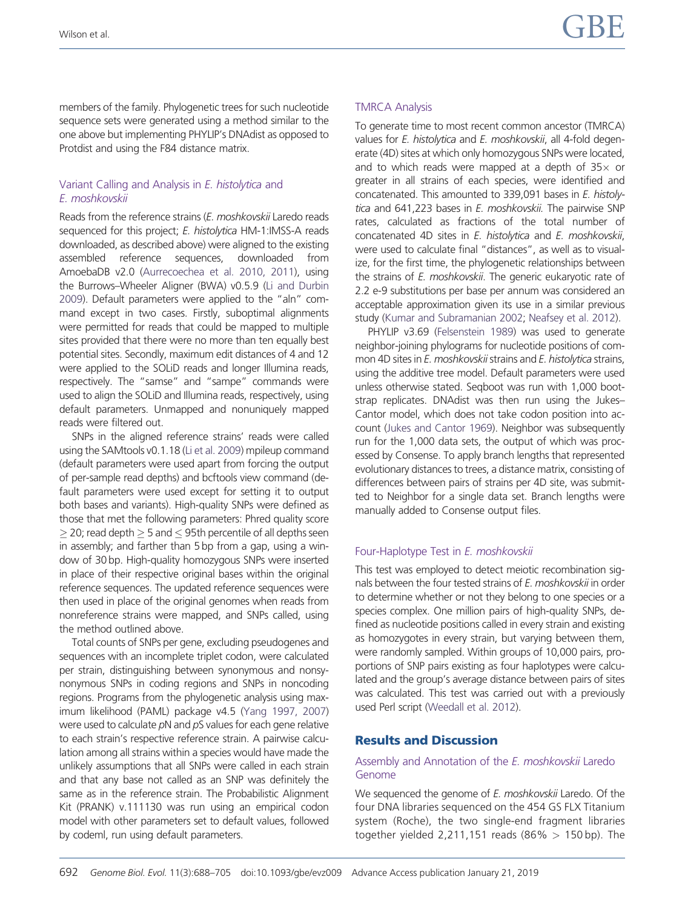members of the family. Phylogenetic trees for such nucleotide sequence sets were generated using a method similar to the one above but implementing PHYLIP's DNAdist as opposed to Protdist and using the F84 distance matrix.

### Variant Calling and Analysis in *E. histolytica* and *E. moshkovskii*

Reads from the reference strains (*E. moshkovskii* Laredo reads sequenced for this project; *E. histolytica* HM-1:IMSS-A reads downloaded, as described above) were aligned to the existing assembled reference sequences, downloaded from AmoebaDB v2.0 (Aurrecoechea et al. 2010, 2011), using the Burrows–Wheeler Aligner (BWA) v0.5.9 (Li and Durbin 2009). Default parameters were applied to the "aln" command except in two cases. Firstly, suboptimal alignments were permitted for reads that could be mapped to multiple sites provided that there were no more than ten equally best potential sites. Secondly, maximum edit distances of 4 and 12 were applied to the SOLiD reads and longer Illumina reads, respectively. The "samse" and "sampe" commands were used to align the SOLiD and Illumina reads, respectively, using default parameters. Unmapped and nonuniquely mapped reads were filtered out.

SNPs in the aligned reference strains' reads were called using the SAMtools v0.1.18 (Li et al. 2009) mpileup command (default parameters were used apart from forcing the output of per-sample read depths) and bcftools view command (default parameters were used except for setting it to output both bases and variants). High-quality SNPs were defined as those that met the following parameters: Phred quality score $\geq$ 20; read depth $\geq$ 5 and $\leq$ 95th percentile of all depths seen in assembly; and farther than 5 bp from a gap, using a window of 30 bp. High-quality homozygous SNPs were inserted in place of their respective original bases within the original reference sequences. The updated reference sequences were then used in place of the original genomes when reads from nonreference strains were mapped, and SNPs called, using the method outlined above.

Total counts of SNPs per gene, excluding pseudogenes and sequences with an incomplete triplet codon, were calculated per strain, distinguishing between synonymous and nonsynonymous SNPs in coding regions and SNPs in noncoding regions. Programs from the phylogenetic analysis using maximum likelihood (PAML) package v4.5 (Yang 1997, 2007) were used to calculate *p*N and *p*S values for each gene relative to each strain's respective reference strain. A pairwise calculation among all strains within a species would have made the unlikely assumptions that all SNPs were called in each strain and that any base not called as an SNP was definitely the same as in the reference strain. The Probabilistic Alignment Kit (PRANK) v.111130 was run using an empirical codon model with other parameters set to default values, followed by codeml, run using default parameters.

### TMRCA Analysis

To generate time to most recent common ancestor (TMRCA) values for *E. histolytica* and *E. moshkovskii*, all 4-fold degenerate (4D) sites at which only homozygous SNPs were located, and to which reads were mapped at a depth of 35× or greater in all strains of each species, were identified and concatenated. This amounted to 339,091 bases in *E. histolytica* and 641,223 bases in *E. moshkovskii*. The pairwise SNP rates, calculated as fractions of the total number of concatenated 4D sites in *E. histolytica* and *E. moshkovskii*, were used to calculate final "distances", as well as to visualize, for the first time, the phylogenetic relationships between the strains of *E. moshkovskii*. The generic eukaryotic rate of 2.2 e-9 substitutions per base per annum was considered an acceptable approximation given its use in a similar previous study (Kumar and Subramanian 2002; Neafsey et al. 2012).

PHYLIP v3.69 (Felsenstein 1989) was used to generate neighbor-joining phylograms for nucleotide positions of common 4D sites in *E. moshkovskii* strains and *E. histolytica* strains, using the additive tree model. Default parameters were used unless otherwise stated. Seqboot was run with 1,000 bootstrap replicates. DNAdist was then run using the Jukes–Cantor model, which does not take codon position into account (Jukes and Cantor 1969). Neighbor was subsequently run for the 1,000 data sets, the output of which was processed by Consense. To apply branch lengths that represented evolutionary distances to trees, a distance matrix, consisting of differences between pairs of strains per 4D site, was submitted to Neighbor for a single data set. Branch lengths were manually added to Consense output files.

### Four-Haplotype Test in *E. moshkovskii*

This test was employed to detect meiotic recombination signals between the four tested strains of *E. moshkovskii* in order to determine whether or not they belong to one species or a species complex. One million pairs of high-quality SNPs, defined as nucleotide positions called in every strain and existing as homozygotes in every strain, but varying between them, were randomly sampled. Within groups of 10,000 pairs, proportions of SNP pairs existing as four haplotypes were calculated and the group's average distance between pairs of sites was calculated. This test was carried out with a previously used Perl script (Weedall et al. 2012).

## Results and Discussion

### Assembly and Annotation of the *E. moshkovskii* Laredo Genome

We sequenced the genome of *E. moshkovskii* Laredo. Of the four DNA libraries sequenced on the 454 GS FLX Titanium system (Roche), the two single-end fragment libraries together yielded 2,211,151 reads (86% > 150 bp). The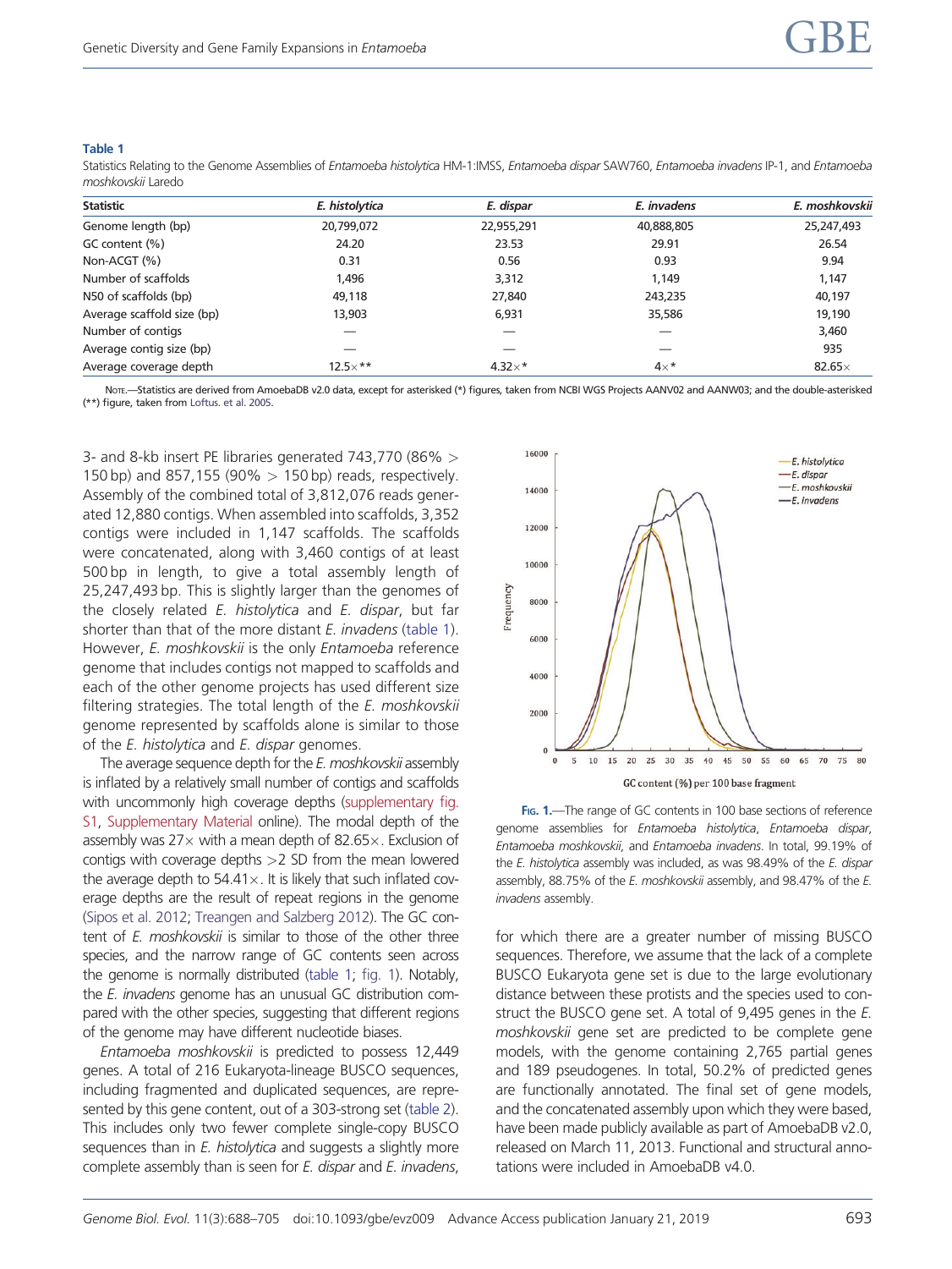**Table 1**

Statistics Relating to the Genome Assemblies of *Entamoeba histolytica* HM-1:IMSS, *Entamoeba dispar* SAW760, *Entamoeba invadens* IP-1, and *Entamoeba moshkovskii* Laredo

| Statistic | *E. histolytica* | *E. dispar* | *E. invadens* | *E. moshkovskii* |
|---|---|---|---|---|
| Genome length (bp) | 20,799,072 | 22,955,291 | 40,888,805 | 25,247,493 |
| GC content (%) | 24.20 | 23.53 | 29.91 | 26.54 |
| Non-ACGT (%) | 0.31 | 0.56 | 0.93 | 9.94 |
| Number of scaffolds | 1,496 | 3,312 | 1,149 | 1,147 |
| N50 of scaffolds (bp) | 49,118 | 27,840 | 243,235 | 40,197 |
| Average scaffold size (bp) | 13,903 | 6,931 | 35,586 | 19,190 |
| Number of contigs | — | — | — | 3,460 |
| Average contig size (bp) | — | — | — | 935 |
| Average coverage depth | 12.5×** | 4.32×* | 4×* | 82.65× |

Note.—Statistics are derived from AmoebaDB v2.0 data, except for asterisked (*) figures, taken from NCBI WGS Projects AANV02 and AANW03; and the double-asterisked (**) figure, taken from Loftus. et al. 2005.

3- and 8-kb insert PE libraries generated 743,770 (86% > 150 bp) and 857,155 (90% > 150 bp) reads, respectively. Assembly of the combined total of 3,812,076 reads generated 12,880 contigs. When assembled into scaffolds, 3,352 contigs were included in 1,147 scaffolds. The scaffolds were concatenated, along with 3,460 contigs of at least 500 bp in length, to give a total assembly length of 25,247,493 bp. This is slightly larger than the genomes of the closely related *E. histolytica* and *E. dispar*, but far shorter than that of the more distant *E. invadens* (table 1). However, *E. moshkovskii* is the only *Entamoeba* reference genome that includes contigs not mapped to scaffolds and each of the other genome projects has used different size filtering strategies. The total length of the *E. moshkovskii* genome represented by scaffolds alone is similar to those of the *E. histolytica* and *E. dispar* genomes.

The average sequence depth for the *E. moshkovskii* assembly is inflated by a relatively small number of contigs and scaffolds with uncommonly high coverage depths (supplementary fig. S1, Supplementary Material online). The modal depth of the assembly was 27× with a mean depth of 82.65×. Exclusion of contigs with coverage depths >2 SD from the mean lowered the average depth to 54.41×. It is likely that such inflated coverage depths are the result of repeat regions in the genome (Sipos et al. 2012; Treangen and Salzberg 2012). The GC content of *E. moshkovskii* is similar to those of the other three species, and the narrow range of GC contents seen across the genome is normally distributed (table 1; fig. 1). Notably, the *E. invadens* genome has an unusual GC distribution compared with the other species, suggesting that different regions of the genome may have different nucleotide biases.

*Entamoeba moshkovskii* is predicted to possess 12,449 genes. A total of 216 Eukaryota-lineage BUSCO sequences, including fragmented and duplicated sequences, are represented by this gene content, out of a 303-strong set (table 2). This includes only two fewer complete single-copy BUSCO sequences than in *E. histolytica* and suggests a slightly more complete assembly than is seen for *E. dispar* and *E. invadens*, for which there are a greater number of missing BUSCO sequences. Therefore, we assume that the lack of a complete BUSCO Eukaryota gene set is due to the large evolutionary distance between these protists and the species used to construct the BUSCO gene set. A total of 9,495 genes in the *E. moshkovskii* gene set are predicted to be complete gene models, with the genome containing 2,765 partial genes and 189 pseudogenes. In total, 50.2% of predicted genes are functionally annotated. The final set of gene models, and the concatenated assembly upon which they were based, have been made publicly available as part of AmoebaDB v2.0, released on March 11, 2013. Functional and structural annotations were included in AmoebaDB v4.0.

Fig. 1.—The range of GC contents in 100 base sections of reference genome assemblies for *Entamoeba histolytica*, *Entamoeba dispar*, *Entamoeba moshkovskii*, and *Entamoeba invadens*. In total, 99.19% of the *E. histolytica* assembly was included, as was 98.49% of the *E. dispar* assembly, 88.75% of the *E. moshkovskii* assembly, and 98.47% of the *E. invadens* assembly.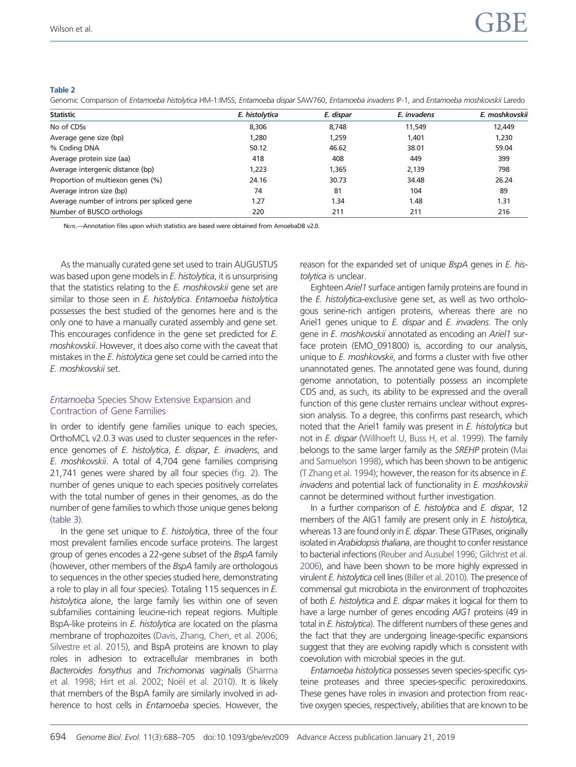**Table 2**

Genomic Comparison of *Entamoeba histolytica* HM-1:IMSS, *Entamoeba dispar* SAW760, *Entamoeba invadens* IP-1, and *Entamoeba moshkovskii* Laredo

| Statistic | *E. histolytica* | *E. dispar* | *E. invadens* | *E. moshkovskii* |
|---|---|---|---|---|
| No of CDSs | 8,306 | 8,748 | 11,549 | 12,449 |
| Average gene size (bp) | 1,280 | 1,259 | 1,401 | 1,230 |
| % Coding DNA | 50.12 | 46.62 | 38.01 | 59.04 |
| Average protein size (aa) | 418 | 408 | 449 | 399 |
| Average intergenic distance (bp) | 1,223 | 1,365 | 2,139 | 798 |
| Proportion of multiexon genes (%) | 24.16 | 30.73 | 34.48 | 26.24 |
| Average intron size (bp) | 74 | 81 | 104 | 89 |
| Average number of introns per spliced gene | 1.27 | 1.34 | 1.48 | 1.31 |
| Number of BUSCO orthologs | 220 | 211 | 211 | 216 |

Note.—Annotation files upon which statistics are based were obtained from AmoebaDB v2.0.

As the manually curated gene set used to train AUGUSTUS was based upon gene models in *E. histolytica*, it is unsurprising that the statistics relating to the *E. moshkovskii* gene set are similar to those seen in *E. histolytica*. *Entamoeba histolytica* possesses the best studied of the genomes here and is the only one to have a manually curated assembly and gene set. This encourages confidence in the gene set predicted for *E. moshkovskii*. However, it does also come with the caveat that mistakes in the *E. histolytica* gene set could be carried into the *E. moshkovskii* set.

## *Entamoeba* Species Show Extensive Expansion and Contraction of Gene Families

In order to identify gene families unique to each species, OrthoMCL v2.0.3 was used to cluster sequences in the reference genomes of *E. histolytica*, *E. dispar*, *E. invadens*, and *E. moshkovskii*. A total of 4,704 gene families comprising 21,741 genes were shared by all four species (fig. 2). The number of genes unique to each species positively correlates with the total number of genes in their genomes, as do the number of gene families to which those unique genes belong (table 3).

In the gene set unique to *E. histolytica*, three of the four most prevalent families encode surface proteins. The largest group of genes encodes a 22-gene subset of the *BspA* family (however, other members of the *BspA* family are orthologous to sequences in the other species studied here, demonstrating a role to play in all four species). Totaling 115 sequences in *E. histolytica* alone, the large family lies within one of seven subfamilies containing leucine-rich repeat regions. Multiple BspA-like proteins in *E. histolytica* are located on the plasma membrane of trophozoites (Davis, Zhang, Chen, et al. 2006; Silvestre et al. 2015), and BspA proteins are known to play roles in adhesion to extracellular membranes in both *Bacteroides forsythus* and *Trichomonas vaginalis* (Sharma et al. 1998; Hirt et al. 2002; Noël et al. 2010). It is likely that members of the BspA family are similarly involved in adherence to host cells in *Entamoeba* species. However, the reason for the expanded set of unique *BspA* genes in *E. histolytica* is unclear.

Eighteen *Ariel1* surface antigen family proteins are found in the *E. histolytica*-exclusive gene set, as well as two orthologous serine-rich antigen proteins, whereas there are no Ariel1 genes unique to *E. dispar* and *E. invadens*. The only gene in *E. moshkovskii* annotated as encoding an *Ariel1* surface protein (EMO_091800) is, according to our analysis, unique to *E. moshkovskii*, and forms a cluster with five other unannotated genes. The annotated gene was found, during genome annotation, to potentially possess an incomplete CDS and, as such, its ability to be expressed and the overall function of this gene cluster remains unclear without expression analysis. To a degree, this confirms past research, which noted that the Ariel1 family was present in *E. histolytica* but not in *E. dispar* (Willhoeft U, Buss H, et al. 1999). The family belongs to the same larger family as the *SREHP* protein (Mai and Samuelson 1998), which has been shown to be antigenic (T Zhang et al. 1994); however, the reason for its absence in *E. invadens* and potential lack of functionality in *E. moshkovskii* cannot be determined without further investigation.

In a further comparison of *E. histolytica* and *E. dispar*, 12 members of the AIG1 family are present only in *E. histolytica*, whereas 13 are found only in *E. dispar*. These GTPases, originally isolated in *Arabidopsis thaliana*, are thought to confer resistance to bacterial infections (Reuber and Ausubel 1996; Gilchrist et al. 2006), and have been shown to be more highly expressed in virulent *E. histolytica* cell lines (Biller et al. 2010). The presence of commensal gut microbiota in the environment of trophozoites of both *E. histolytica* and *E. dispar* makes it logical for them to have a large number of genes encoding *AIG1* proteins (49 in total in *E. histolytica*). The different numbers of these genes and the fact that they are undergoing lineage-specific expansions suggest that they are evolving rapidly which is consistent with coevolution with microbial species in the gut.

*Entamoeba histolytica* possesses seven species-specific cysteine proteases and three species-specific peroxiredoxins. These genes have roles in invasion and protection from reactive oxygen species, respectively, abilities that are known to be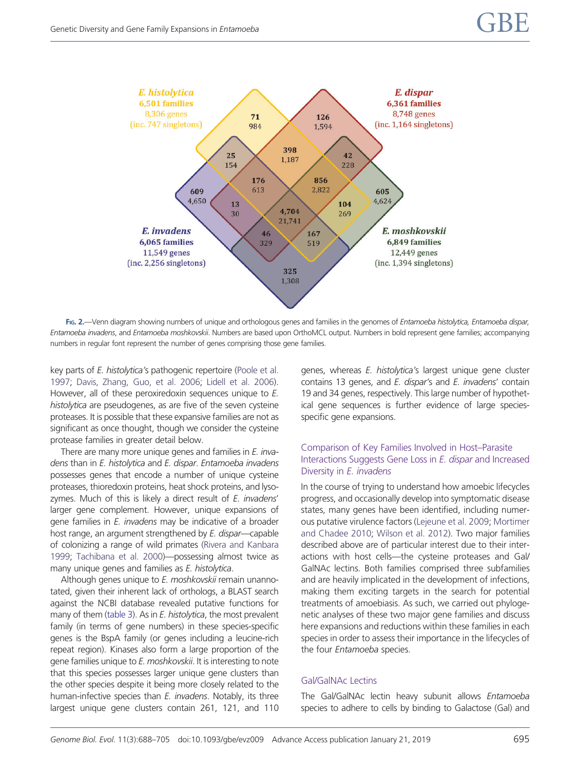E. histolytica
6,501 families
8,306 genes
(inc. 747 singletons)

E. dispar
6,361 families
8,748 genes
(inc. 1,164 singletons)

E. invadens
6,065 families
11,549 genes
(inc. 2,256 singletons)

E. moshkovskii
6,849 families
12,449 genes
(inc. 1,394 singletons)

**Fig. 2.**—Venn diagram showing numbers of unique and orthologous genes and families in the genomes of *Entamoeba histolytica*, *Entamoeba dispar*, *Entamoeba invadens*, and *Entamoeba moshkovskii*. Numbers are based upon OrthoMCL output. Numbers in bold represent gene families; accompanying numbers in regular font represent the number of genes comprising those gene families.

key parts of *E. histolytica's* pathogenic repertoire (Poole et al. 1997; Davis, Zhang, Guo, et al. 2006; Lidell et al. 2006). However, all of these peroxiredoxin sequences unique to *E. histolytica* are pseudogenes, as are five of the seven cysteine proteases. It is possible that these expansive families are not as significant as once thought, though we consider the cysteine protease families in greater detail below.

There are many more unique genes and families in *E. invadens* than in *E. histolytica* and *E. dispar*. *Entamoeba invadens* possesses genes that encode a number of unique cysteine proteases, thioredoxin proteins, heat shock proteins, and lysozymes. Much of this is likely a direct result of *E. invadens*' larger gene complement. However, unique expansions of gene families in *E. invadens* may be indicative of a broader host range, an argument strengthened by *E. dispar*—capable of colonizing a range of wild primates (Rivera and Kanbara 1999; Tachibana et al. 2000)—possessing almost twice as many unique genes and families as *E. histolytica*.

Although genes unique to *E. moshkovskii* remain unannotated, given their inherent lack of orthologs, a BLAST search against the NCBI database revealed putative functions for many of them (table 3). As in *E. histolytica*, the most prevalent family (in terms of gene numbers) in these species-specific genes is the BspA family (or genes including a leucine-rich repeat region). Kinases also form a large proportion of the gene families unique to *E. moshkovskii*. It is interesting to note that this species possesses larger unique gene clusters than the other species despite it being more closely related to the human-infective species than *E. invadens*. Notably, its three largest unique gene clusters contain 261, 121, and 110 genes, whereas *E. histolytica's* largest unique gene cluster contains 13 genes, and *E. dispar's* and *E. invadens*' contain 19 and 34 genes, respectively. This large number of hypothetical gene sequences is further evidence of large species-specific gene expansions.

### Comparison of Key Families Involved in Host–Parasite Interactions Suggests Gene Loss in *E. dispar* and Increased Diversity in *E. invadens*

In the course of trying to understand how amoebic lifecycles progress, and occasionally develop into symptomatic disease states, many genes have been identified, including numerous putative virulence factors (Lejeune et al. 2009; Mortimer and Chadee 2010; Wilson et al. 2012). Two major families described above are of particular interest due to their interactions with host cells—the cysteine proteases and Gal/GalNAc lectins. Both families comprised three subfamilies and are heavily implicated in the development of infections, making them exciting targets in the search for potential treatments of amoebiasis. As such, we carried out phylogenetic analyses of these two major gene families and discuss here expansions and reductions within these families in each species in order to assess their importance in the lifecycles of the four *Entamoeba* species.

#### Gal/GalNAc Lectins

The Gal/GalNAc lectin heavy subunit allows *Entamoeba* species to adhere to cells by binding to Galactose (Gal) and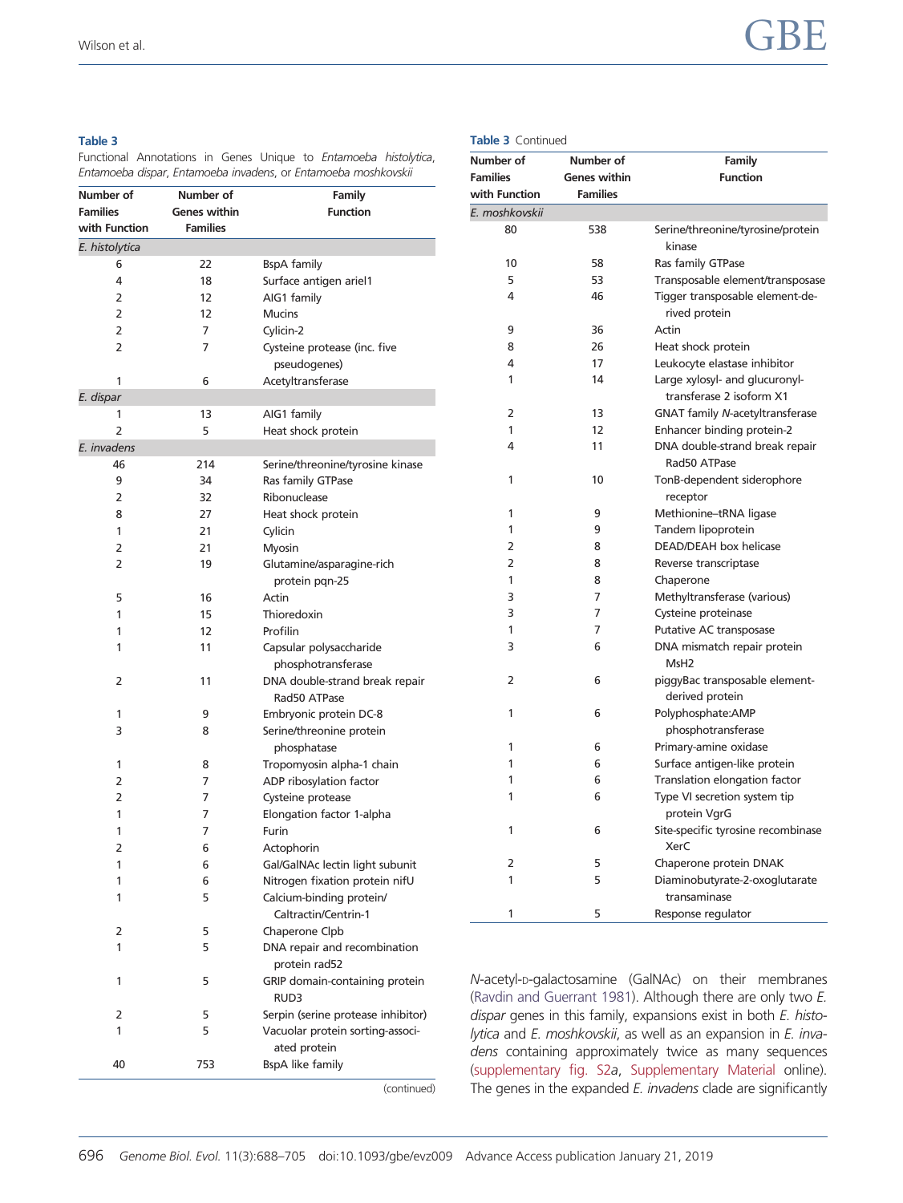**Table 3**
Functional Annotations in Genes Unique to *Entamoeba histolytica*, *Entamoeba dispar*, *Entamoeba invadens*, or *Entamoeba moshkovskii*

| Number of Families with Function | Number of Genes within Families | Family Function |
|---|---|---|
| ***E. histolytica*** | | |
| 6 | 22 | BspA family |
| 4 | 18 | Surface antigen ariel1 |
| 2 | 12 | AIG1 family |
| 2 | 12 | Mucins |
| 2 | 7 | Cylicin-2 |
| 2 | 7 | Cysteine protease (inc. five pseudogenes) |
| 1 | 6 | Acetyltransferase |
| ***E. dispar*** | | |
| 1 | 13 | AIG1 family |
| 2 | 5 | Heat shock protein |
| ***E. invadens*** | | |
| 46 | 214 | Serine/threonine/tyrosine kinase |
| 9 | 34 | Ras family GTPase |
| 2 | 32 | Ribonuclease |
| 8 | 27 | Heat shock protein |
| 1 | 21 | Cylicin |
| 2 | 21 | Myosin |
| 2 | 19 | Glutamine/asparagine-rich protein pqn-25 |
| 5 | 16 | Actin |
| 1 | 15 | Thioredoxin |
| 1 | 12 | Profilin |
| 1 | 11 | Capsular polysaccharide phosphotransferase |
| 2 | 11 | DNA double-strand break repair Rad50 ATPase |
| 1 | 9 | Embryonic protein DC-8 |
| 3 | 8 | Serine/threonine protein phosphatase |
| 1 | 8 | Tropomyosin alpha-1 chain |
| 2 | 7 | ADP ribosylation factor |
| 2 | 7 | Cysteine protease |
| 1 | 7 | Elongation factor 1-alpha |
| 1 | 7 | Furin |
| 2 | 6 | Actophorin |
| 1 | 6 | Gal/GalNAc lectin light subunit |
| 1 | 6 | Nitrogen fixation protein nifU |
| 1 | 5 | Calcium-binding protein/Caltractin/Centrin-1 |
| 2 | 5 | Chaperone Clpb |
| 1 | 5 | DNA repair and recombination protein rad52 |
| 1 | 5 | GRIP domain-containing protein RUD3 |
| 2 | 5 | Serpin (serine protease inhibitor) |
| 1 | 5 | Vacuolar protein sorting-associated protein |
| 40 | 753 | BspA like family |
| ***E. moshkovskii*** | | |
| 80 | 538 | Serine/threonine/tyrosine/protein kinase |
| 10 | 58 | Ras family GTPase |
| 5 | 53 | Transposable element/transposase |
| 4 | 46 | Tigger transposable element-derived protein |
| 9 | 36 | Actin |
| 8 | 26 | Heat shock protein |
| 4 | 17 | Leukocyte elastase inhibitor |
| 1 | 14 | Large xylosyl- and glucuronyl-transferase 2 isoform X1 |
| 2 | 13 | GNAT family *N*-acetyltransferase |
| 1 | 12 | Enhancer binding protein-2 |
| 4 | 11 | DNA double-strand break repair Rad50 ATPase |
| 1 | 10 | TonB-dependent siderophore receptor |
| 1 | 9 | Methionine–tRNA ligase |
| 1 | 9 | Tandem lipoprotein |
| 2 | 8 | DEAD/DEAH box helicase |
| 2 | 8 | Reverse transcriptase |
| 1 | 8 | Chaperone |
| 3 | 7 | Methyltransferase (various) |
| 3 | 7 | Cysteine proteinase |
| 1 | 7 | Putative AC transposase |
| 3 | 6 | DNA mismatch repair protein MsH2 |
| 2 | 6 | piggyBac transposable element-derived protein |
| 1 | 6 | Polyphosphate:AMP phosphotransferase |
| 1 | 6 | Primary-amine oxidase |
| 1 | 6 | Surface antigen-like protein |
| 1 | 6 | Translation elongation factor |
| 1 | 6 | Type VI secretion system tip protein VgrG |
| 1 | 6 | Site-specific tyrosine recombinase XerC |
| 2 | 5 | Chaperone protein DNAK |
| 1 | 5 | Diaminobutyrate-2-oxoglutarate transaminase |
| 1 | 5 | Response regulator |

*N*-acetyl-D-galactosamine (GalNAc) on their membranes (Ravdin and Guerrant 1981). Although there are only two *E. dispar* genes in this family, expansions exist in both *E. histolytica* and *E. moshkovskii*, as well as an expansion in *E. invadens* containing approximately twice as many sequences (supplementary fig. S2*a*, Supplementary Material online). The genes in the expanded *E. invadens* clade are significantly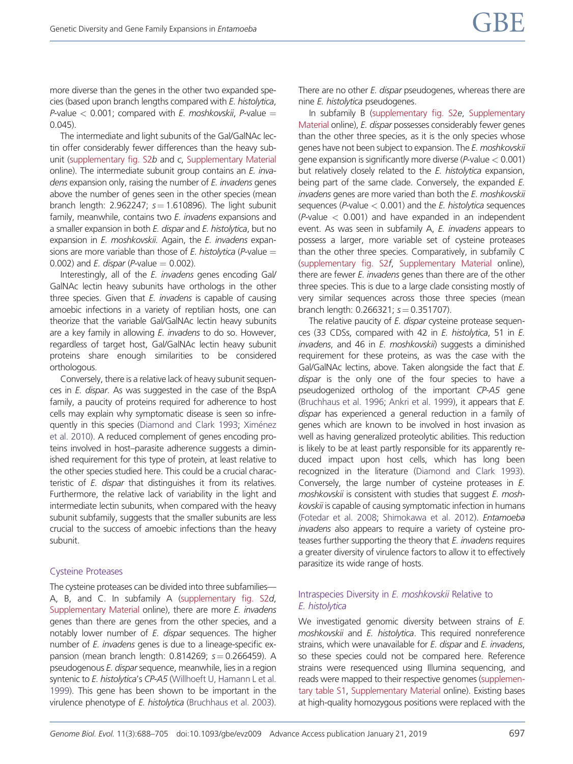more diverse than the genes in the other two expanded species (based upon branch lengths compared with *E. histolytica*, P-value $< 0.001$; compared with *E. moshkovskii*, P-value $= 0.045$).

The intermediate and light subunits of the Gal/GalNAc lectin offer considerably fewer differences than the heavy subunit (supplementary fig. S2*b* and *c*, Supplementary Material online). The intermediate subunit group contains an *E. invadens* expansion only, raising the number of *E. invadens* genes above the number of genes seen in the other species (mean branch length: 2.962247; $s = 1.610896$). The light subunit family, meanwhile, contains two *E. invadens* expansions and a smaller expansion in both *E. dispar* and *E. histolytica*, but no expansion in *E. moshkovskii*. Again, the *E. invadens* expansions are more variable than those of *E. histolytica* (P-value $= 0.002$) and *E. dispar* (P-value $= 0.002$).

Interestingly, all of the *E. invadens* genes encoding Gal/GalNAc lectin heavy subunits have orthologs in the other three species. Given that *E. invadens* is capable of causing amoebic infections in a variety of reptilian hosts, one can theorize that the variable Gal/GalNAc lectin heavy subunits are a key family in allowing *E. invadens* to do so. However, regardless of target host, Gal/GalNAc lectin heavy subunit proteins share enough similarities to be considered orthologous.

Conversely, there is a relative lack of heavy subunit sequences in *E. dispar*. As was suggested in the case of the BspA family, a paucity of proteins required for adherence to host cells may explain why symptomatic disease is seen so infrequently in this species (Diamond and Clark 1993; Ximénez et al. 2010). A reduced complement of genes encoding proteins involved in host–parasite adherence suggests a diminished requirement for this type of protein, at least relative to the other species studied here. This could be a crucial characteristic of *E. dispar* that distinguishes it from its relatives. Furthermore, the relative lack of variability in the light and intermediate lectin subunits, when compared with the heavy subunit subfamily, suggests that the smaller subunits are less crucial to the success of amoebic infections than the heavy subunit.

### Cysteine Proteases

The cysteine proteases can be divided into three subfamilies—A, B, and C. In subfamily A (supplementary fig. S2*d*, Supplementary Material online), there are more *E. invadens* genes than there are genes from the other species, and a notably lower number of *E. dispar* sequences. The higher number of *E. invadens* genes is due to a lineage-specific expansion (mean branch length: 0.814269; $s = 0.266459$). A pseudogenous *E. dispar* sequence, meanwhile, lies in a region syntenic to *E. histolytica*'s *CP-A5* (Willhoeft U, Hamann L et al. 1999). This gene has been shown to be important in the virulence phenotype of *E. histolytica* (Bruchhaus et al. 2003). There are no other *E. dispar* pseudogenes, whereas there are nine *E. histolytica* pseudogenes.

In subfamily B (supplementary fig. S2*e*, Supplementary Material online), *E. dispar* possesses considerably fewer genes than the other three species, as it is the only species whose genes have not been subject to expansion. The *E. moshkovskii* gene expansion is significantly more diverse (P-value $< 0.001$) but relatively closely related to the *E. histolytica* expansion, being part of the same clade. Conversely, the expanded *E. invadens* genes are more varied than both the *E. moshkovskii* sequences (P-value $< 0.001$) and the *E. histolytica* sequences (P-value $< 0.001$) and have expanded in an independent event. As was seen in subfamily A, *E. invadens* appears to possess a larger, more variable set of cysteine proteases than the other three species. Comparatively, in subfamily C (supplementary fig. S2*f*, Supplementary Material online), there are fewer *E. invadens* genes than there are of the other three species. This is due to a large clade consisting mostly of very similar sequences across those three species (mean branch length: 0.266321; $s = 0.351707$).

The relative paucity of *E. dispar* cysteine protease sequences (33 CDSs, compared with 42 in *E. histolytica*, 51 in *E. invadens*, and 46 in *E. moshkovskii*) suggests a diminished requirement for these proteins, as was the case with the Gal/GalNAc lectins, above. Taken alongside the fact that *E. dispar* is the only one of the four species to have a pseudogenized ortholog of the important *CP-A5* gene (Bruchhaus et al. 1996; Ankri et al. 1999), it appears that *E. dispar* has experienced a general reduction in a family of genes which are known to be involved in host invasion as well as having generalized proteolytic abilities. This reduction is likely to be at least partly responsible for its apparently reduced impact upon host cells, which has long been recognized in the literature (Diamond and Clark 1993). Conversely, the large number of cysteine proteases in *E. moshkovskii* is consistent with studies that suggest *E. moshkovskii* is capable of causing symptomatic infection in humans (Fotedar et al. 2008; Shimokawa et al. 2012). *Entamoeba invadens* also appears to require a variety of cysteine proteases further supporting the theory that *E. invadens* requires a greater diversity of virulence factors to allow it to effectively parasitize its wide range of hosts.

### Intraspecies Diversity in *E. moshkovskii* Relative to *E. histolytica*

We investigated genomic diversity between strains of *E. moshkovskii* and *E. histolytica*. This required nonreference strains, which were unavailable for *E. dispar* and *E. invadens*, so these species could not be compared here. Reference strains were resequenced using Illumina sequencing, and reads were mapped to their respective genomes (supplementary table S1, Supplementary Material online). Existing bases at high-quality homozygous positions were replaced with the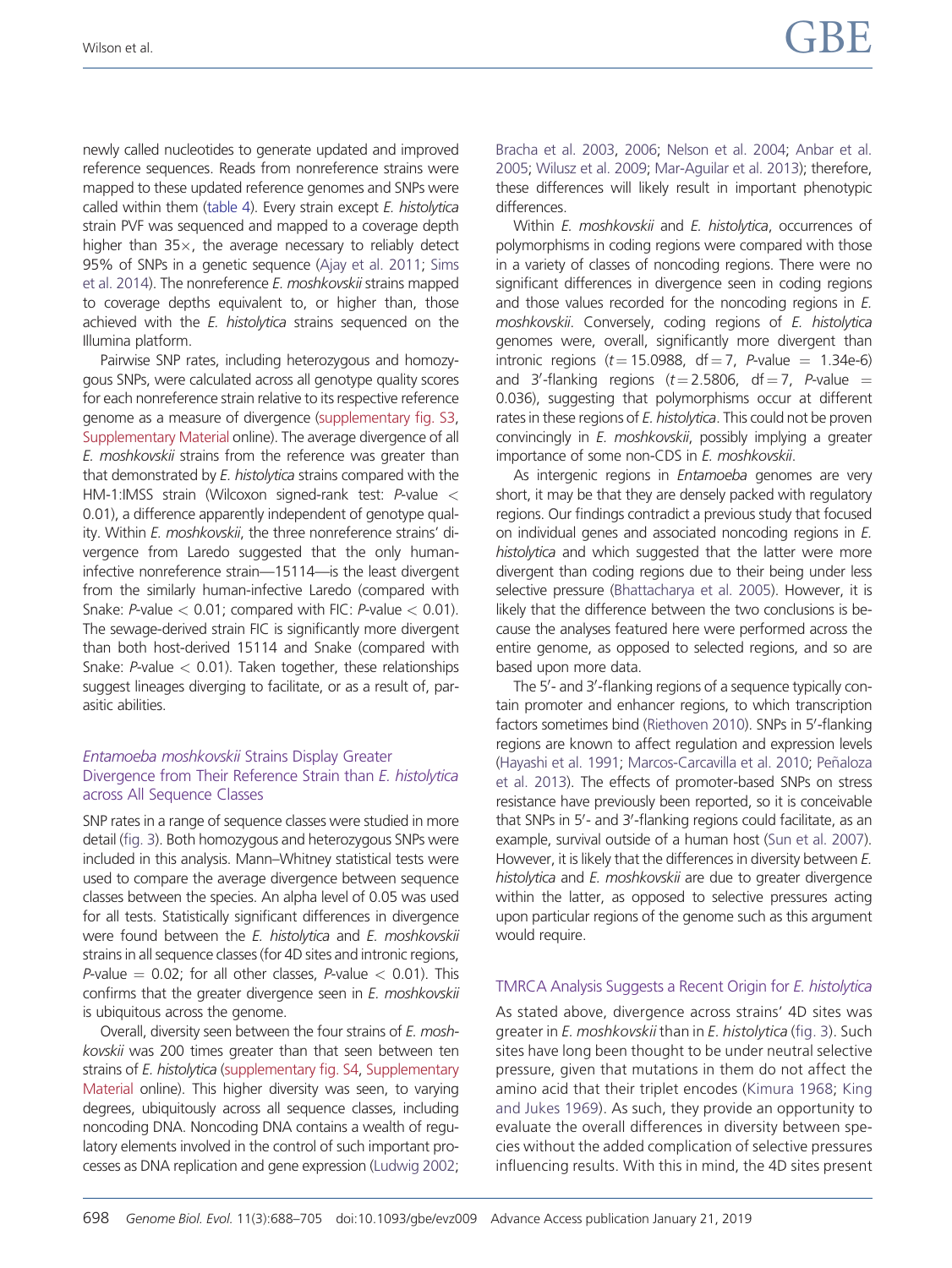newly called nucleotides to generate updated and improved reference sequences. Reads from nonreference strains were mapped to these updated reference genomes and SNPs were called within them (table 4). Every strain except *E. histolytica* strain PVF was sequenced and mapped to a coverage depth higher than 35×, the average necessary to reliably detect 95% of SNPs in a genetic sequence (Ajay et al. 2011; Sims et al. 2014). The nonreference *E. moshkovskii* strains mapped to coverage depths equivalent to, or higher than, those achieved with the *E. histolytica* strains sequenced on the Illumina platform.

Pairwise SNP rates, including heterozygous and homozygous SNPs, were calculated across all genotype quality scores for each nonreference strain relative to its respective reference genome as a measure of divergence (supplementary fig. S3, Supplementary Material online). The average divergence of all *E. moshkovskii* strains from the reference was greater than that demonstrated by *E. histolytica* strains compared with the HM-1:IMSS strain (Wilcoxon signed-rank test: $P$-value $< 0.01$), a difference apparently independent of genotype quality. Within *E. moshkovskii*, the three nonreference strains' divergence from Laredo suggested that the only human-infective nonreference strain—15114—is the least divergent from the similarly human-infective Laredo (compared with Snake: $P$-value $< 0.01$; compared with FIC: $P$-value $< 0.01$). The sewage-derived strain FIC is significantly more divergent than both host-derived 15114 and Snake (compared with Snake: $P$-value $< 0.01$). Taken together, these relationships suggest lineages diverging to facilitate, or as a result of, parasitic abilities.

### *Entamoeba moshkovskii* Strains Display Greater Divergence from Their Reference Strain than *E. histolytica* across All Sequence Classes

SNP rates in a range of sequence classes were studied in more detail (fig. 3). Both homozygous and heterozygous SNPs were included in this analysis. Mann–Whitney statistical tests were used to compare the average divergence between sequence classes between the species. An alpha level of 0.05 was used for all tests. Statistically significant differences in divergence were found between the *E. histolytica* and *E. moshkovskii* strains in all sequence classes (for 4D sites and intronic regions, $P$-value $= 0.02$; for all other classes, $P$-value $< 0.01$). This confirms that the greater divergence seen in *E. moshkovskii* is ubiquitous across the genome.

Overall, diversity seen between the four strains of *E. moshkovskii* was 200 times greater than that seen between ten strains of *E. histolytica* (supplementary fig. S4, Supplementary Material online). This higher diversity was seen, to varying degrees, ubiquitously across all sequence classes, including noncoding DNA. Noncoding DNA contains a wealth of regulatory elements involved in the control of such important processes as DNA replication and gene expression (Ludwig 2002; Bracha et al. 2003, 2006; Nelson et al. 2004; Anbar et al. 2005; Wilusz et al. 2009; Mar-Aguilar et al. 2013); therefore, these differences will likely result in important phenotypic differences.

Within *E. moshkovskii* and *E. histolytica*, occurrences of polymorphisms in coding regions were compared with those in a variety of classes of noncoding regions. There were no significant differences in divergence seen in coding regions and those values recorded for the noncoding regions in *E. moshkovskii*. Conversely, coding regions of *E. histolytica* genomes were, overall, significantly more divergent than intronic regions ($t = 15.0988$, df $= 7$, $P$-value $= 1.34\text{e-}6$) and 3′-flanking regions ($t = 2.5806$, df $= 7$, $P$-value $= 0.036$), suggesting that polymorphisms occur at different rates in these regions of *E. histolytica*. This could not be proven convincingly in *E. moshkovskii*, possibly implying a greater importance of some non-CDS in *E. moshkovskii*.

As intergenic regions in *Entamoeba* genomes are very short, it may be that they are densely packed with regulatory regions. Our findings contradict a previous study that focused on individual genes and associated noncoding regions in *E. histolytica* and which suggested that the latter were more divergent than coding regions due to their being under less selective pressure (Bhattacharya et al. 2005). However, it is likely that the difference between the two conclusions is because the analyses featured here were performed across the entire genome, as opposed to selected regions, and so are based upon more data.

The 5′- and 3′-flanking regions of a sequence typically contain promoter and enhancer regions, to which transcription factors sometimes bind (Riethoven 2010). SNPs in 5′-flanking regions are known to affect regulation and expression levels (Hayashi et al. 1991; Marcos-Carcavilla et al. 2010; Peñaloza et al. 2013). The effects of promoter-based SNPs on stress resistance have previously been reported, so it is conceivable that SNPs in 5′- and 3′-flanking regions could facilitate, as an example, survival outside of a human host (Sun et al. 2007). However, it is likely that the differences in diversity between *E. histolytica* and *E. moshkovskii* are due to greater divergence within the latter, as opposed to selective pressures acting upon particular regions of the genome such as this argument would require.

### TMRCA Analysis Suggests a Recent Origin for *E. histolytica*

As stated above, divergence across strains' 4D sites was greater in *E. moshkovskii* than in *E. histolytica* (fig. 3). Such sites have long been thought to be under neutral selective pressure, given that mutations in them do not affect the amino acid that their triplet encodes (Kimura 1968; King and Jukes 1969). As such, they provide an opportunity to evaluate the overall differences in diversity between species without the added complication of selective pressures influencing results. With this in mind, the 4D sites present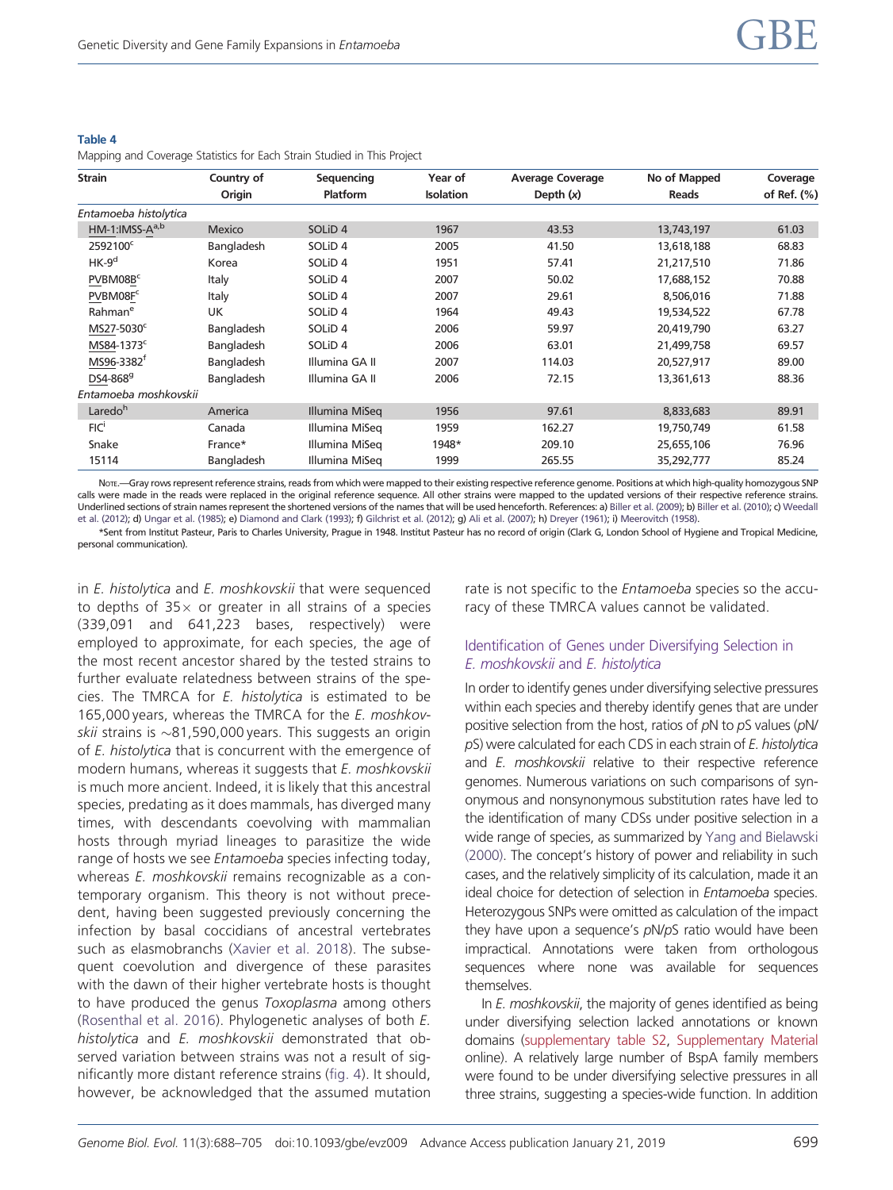**Table 4**

Mapping and Coverage Statistics for Each Strain Studied in This Project

| Strain | Country of Origin | Sequencing Platform | Year of Isolation | Average Coverage Depth (x) | No of Mapped Reads | Coverage of Ref. (%) |
|---|---|---|---|---|---|---|
| *Entamoeba histolytica* | | | | | | |
| HM-1:IMSS-A[a,b] | Mexico | SOLiD 4 | 1967 | 43.53 | 13,743,197 | 61.03 |
| 2592100[c] | Bangladesh | SOLiD 4 | 2005 | 41.50 | 13,618,188 | 68.83 |
| HK-9[d] | Korea | SOLiD 4 | 1951 | 57.41 | 21,217,510 | 71.86 |
| PVBM08B[c] | Italy | SOLiD 4 | 2007 | 50.02 | 17,688,152 | 70.88 |
| PVBM08F[c] | Italy | SOLiD 4 | 2007 | 29.61 | 8,506,016 | 71.88 |
| Rahman[e] | UK | SOLiD 4 | 1964 | 49.43 | 19,534,522 | 67.78 |
| MS27-5030[c] | Bangladesh | SOLiD 4 | 2006 | 59.97 | 20,419,790 | 63.27 |
| MS84-1373[c] | Bangladesh | SOLiD 4 | 2006 | 63.01 | 21,499,758 | 69.57 |
| MS96-3382[f] | Bangladesh | Illumina GA II | 2007 | 114.03 | 20,527,917 | 89.00 |
| DS4-868[g] | Bangladesh | Illumina GA II | 2006 | 72.15 | 13,361,613 | 88.36 |
| *Entamoeba moshkovskii* | | | | | | |
| Laredo[h] | America | Illumina MiSeq | 1956 | 97.61 | 8,833,683 | 89.91 |
| FIC[i] | Canada | Illumina MiSeq | 1959 | 162.27 | 19,750,749 | 61.58 |
| Snake | France* | Illumina MiSeq | 1948* | 209.10 | 25,655,106 | 76.96 |
| 15114 | Bangladesh | Illumina MiSeq | 1999 | 265.55 | 35,292,777 | 85.24 |

Note.—Gray rows represent reference strains, reads from which were mapped to their existing respective reference genome. Positions at which high-quality homozygous SNP calls were made in the reads were replaced in the original reference sequence. All other strains were mapped to the updated versions of their respective reference strains. Underlined sections of strain names represent the shortened versions of the names that will be used henceforth. References: a) Biller et al. (2009); b) Biller et al. (2010); c) Weedall et al. (2012); d) Ungar et al. (1985); e) Diamond and Clark (1993); f) Gilchrist et al. (2012); g) Ali et al. (2007); h) Dreyer (1961); i) Meerovitch (1958).

*Sent from Institut Pasteur, Paris to Charles University, Prague in 1948. Institut Pasteur has no record of origin (Clark G, London School of Hygiene and Tropical Medicine, personal communication).

in *E. histolytica* and *E. moshkovskii* that were sequenced to depths of 35× or greater in all strains of a species (339,091 and 641,223 bases, respectively) were employed to approximate, for each species, the age of the most recent ancestor shared by the tested strains to further evaluate relatedness between strains of the species. The TMRCA for *E. histolytica* is estimated to be 165,000 years, whereas the TMRCA for the *E. moshkovskii* strains is ~81,590,000 years. This suggests an origin of *E. histolytica* that is concurrent with the emergence of modern humans, whereas it suggests that *E. moshkovskii* is much more ancient. Indeed, it is likely that this ancestral species, predating as it does mammals, has diverged many times, with descendants coevolving with mammalian hosts through myriad lineages to parasitize the wide range of hosts we see *Entamoeba* species infecting today, whereas *E. moshkovskii* remains recognizable as a contemporary organism. This theory is not without precedent, having been suggested previously concerning the infection by basal coccidians of ancestral vertebrates such as elasmobranchs (Xavier et al. 2018). The subsequent coevolution and divergence of these parasites with the dawn of their higher vertebrate hosts is thought to have produced the genus *Toxoplasma* among others (Rosenthal et al. 2016). Phylogenetic analyses of both *E. histolytica* and *E. moshkovskii* demonstrated that observed variation between strains was not a result of significantly more distant reference strains (fig. 4). It should, however, be acknowledged that the assumed mutation rate is not specific to the *Entamoeba* species so the accuracy of these TMRCA values cannot be validated.

### Identification of Genes under Diversifying Selection in *E. moshkovskii* and *E. histolytica*

In order to identify genes under diversifying selective pressures within each species and thereby identify genes that are under positive selection from the host, ratios of *p*N to *p*S values (*p*N/*p*S) were calculated for each CDS in each strain of *E. histolytica* and *E. moshkovskii* relative to their respective reference genomes. Numerous variations on such comparisons of synonymous and nonsynonymous substitution rates have led to the identification of many CDSs under positive selection in a wide range of species, as summarized by Yang and Bielawski (2000). The concept's history of power and reliability in such cases, and the relatively simplicity of its calculation, made it an ideal choice for detection of selection in *Entamoeba* species. Heterozygous SNPs were omitted as calculation of the impact they have upon a sequence's *p*N/*p*S ratio would have been impractical. Annotations were taken from orthologous sequences where none was available for sequences themselves.

In *E. moshkovskii*, the majority of genes identified as being under diversifying selection lacked annotations or known domains (supplementary table S2, Supplementary Material online). A relatively large number of BspA family members were found to be under diversifying selective pressures in all three strains, suggesting a species-wide function. In addition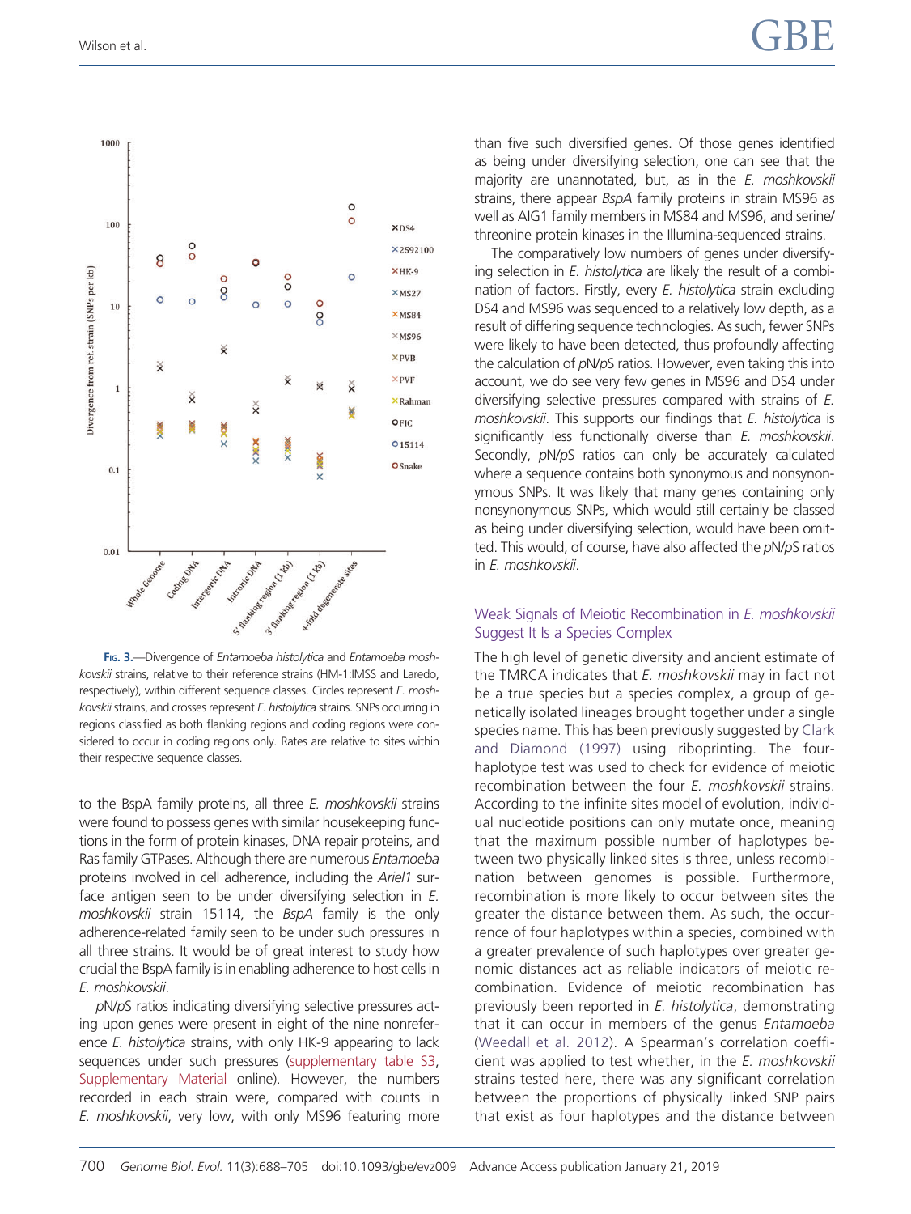Fig. 3.—Divergence of *Entamoeba histolytica* and *Entamoeba moshkovskii* strains, relative to their reference strains (HM-1:IMSS and Laredo, respectively), within different sequence classes. Circles represent *E. moshkovskii* strains, and crosses represent *E. histolytica* strains. SNPs occurring in regions classified as both flanking regions and coding regions were considered to occur in coding regions only. Rates are relative to sites within their respective sequence classes.

to the BspA family proteins, all three *E. moshkovskii* strains were found to possess genes with similar housekeeping functions in the form of protein kinases, DNA repair proteins, and Ras family GTPases. Although there are numerous *Entamoeba* proteins involved in cell adherence, including the *Ariel1* surface antigen seen to be under diversifying selection in *E. moshkovskii* strain 15114, the *BspA* family is the only adherence-related family seen to be under such pressures in all three strains. It would be of great interest to study how crucial the BspA family is in enabling adherence to host cells in *E. moshkovskii*.

*p*N/*p*S ratios indicating diversifying selective pressures acting upon genes were present in eight of the nine nonreference *E. histolytica* strains, with only HK-9 appearing to lack sequences under such pressures (supplementary table S3, Supplementary Material online). However, the numbers recorded in each strain were, compared with counts in *E. moshkovskii*, very low, with only MS96 featuring more than five such diversified genes. Of those genes identified as being under diversifying selection, one can see that the majority are unannotated, but, as in the *E. moshkovskii* strains, there appear *BspA* family proteins in strain MS96 as well as AIG1 family members in MS84 and MS96, and serine/threonine protein kinases in the Illumina-sequenced strains.

The comparatively low numbers of genes under diversifying selection in *E. histolytica* are likely the result of a combination of factors. Firstly, every *E. histolytica* strain excluding DS4 and MS96 was sequenced to a relatively low depth, as a result of differing sequence technologies. As such, fewer SNPs were likely to have been detected, thus profoundly affecting the calculation of *p*N/*p*S ratios. However, even taking this into account, we do see very few genes in MS96 and DS4 under diversifying selective pressures compared with strains of *E. moshkovskii*. This supports our findings that *E. histolytica* is significantly less functionally diverse than *E. moshkovskii*. Secondly, *p*N/*p*S ratios can only be accurately calculated where a sequence contains both synonymous and nonsynonymous SNPs. It was likely that many genes containing only nonsynonymous SNPs, which would still certainly be classed as being under diversifying selection, would have been omitted. This would, of course, have also affected the *p*N/*p*S ratios in *E. moshkovskii*.

### Weak Signals of Meiotic Recombination in *E. moshkovskii* Suggest It Is a Species Complex

The high level of genetic diversity and ancient estimate of the TMRCA indicates that *E. moshkovskii* may in fact not be a true species but a species complex, a group of genetically isolated lineages brought together under a single species name. This has been previously suggested by Clark and Diamond (1997) using riboprinting. The four-haplotype test was used to check for evidence of meiotic recombination between the four *E. moshkovskii* strains. According to the infinite sites model of evolution, individual nucleotide positions can only mutate once, meaning that the maximum possible number of haplotypes between two physically linked sites is three, unless recombination between genomes is possible. Furthermore, recombination is more likely to occur between sites the greater the distance between them. As such, the occurrence of four haplotypes within a species, combined with a greater prevalence of such haplotypes over greater genomic distances act as reliable indicators of meiotic recombination. Evidence of meiotic recombination has previously been reported in *E. histolytica*, demonstrating that it can occur in members of the genus *Entamoeba* (Weedall et al. 2012). A Spearman's correlation coefficient was applied to test whether, in the *E. moshkovskii* strains tested here, there was any significant correlation between the proportions of physically linked SNP pairs that exist as four haplotypes and the distance between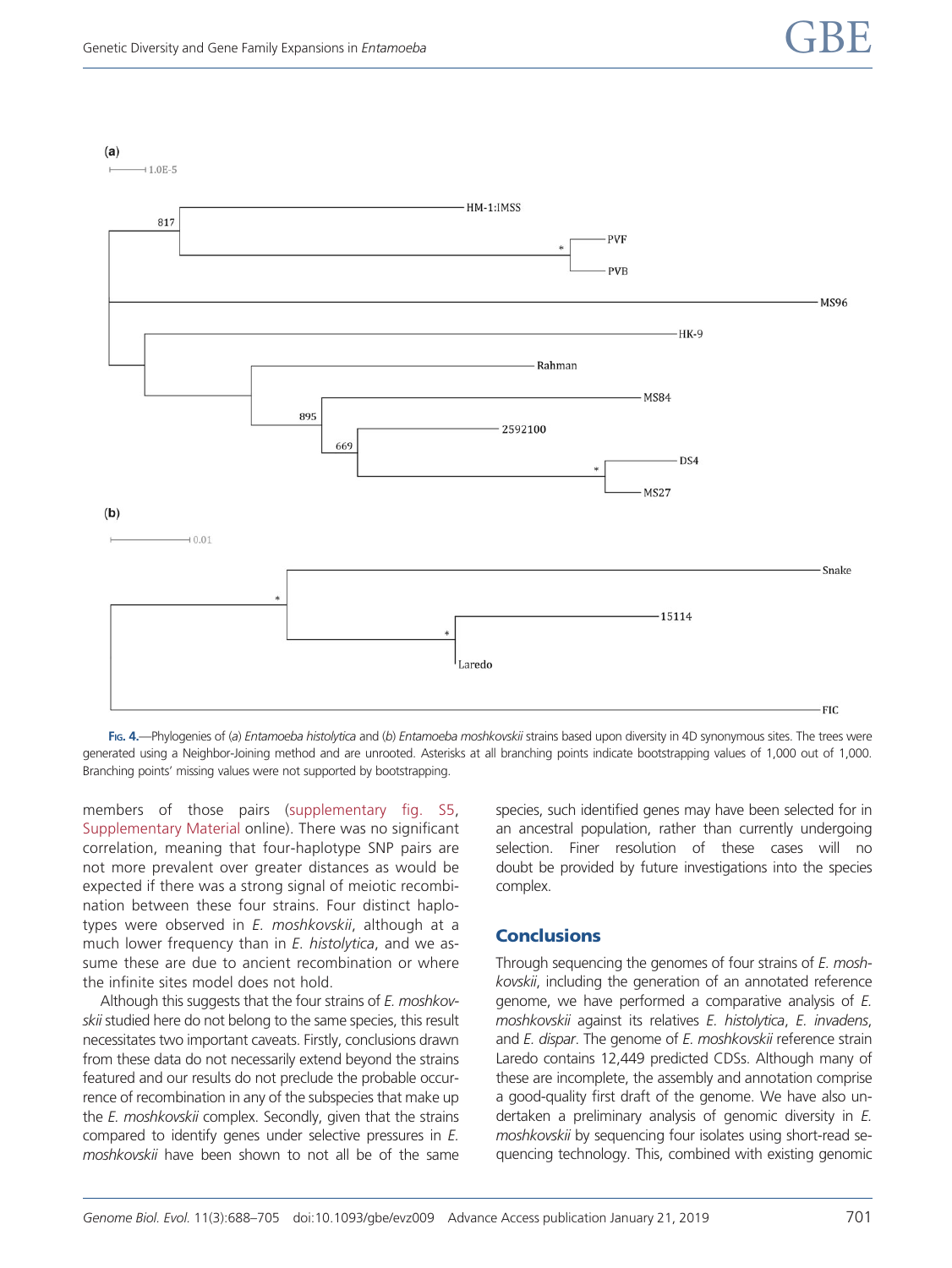Fig. 4.—Phylogenies of (a) *Entamoeba histolytica* and (b) *Entamoeba moshkovskii* strains based upon diversity in 4D synonymous sites. The trees were generated using a Neighbor-Joining method and are unrooted. Asterisks at all branching points indicate bootstrapping values of 1,000 out of 1,000. Branching points' missing values were not supported by bootstrapping.

members of those pairs (supplementary fig. S5, Supplementary Material online). There was no significant correlation, meaning that four-haplotype SNP pairs are not more prevalent over greater distances as would be expected if there was a strong signal of meiotic recombination between these four strains. Four distinct haplotypes were observed in *E. moshkovskii*, although at a much lower frequency than in *E. histolytica*, and we assume these are due to ancient recombination or where the infinite sites model does not hold.

Although this suggests that the four strains of *E. moshkovskii* studied here do not belong to the same species, this result necessitates two important caveats. Firstly, conclusions drawn from these data do not necessarily extend beyond the strains featured and our results do not preclude the probable occurrence of recombination in any of the subspecies that make up the *E. moshkovskii* complex. Secondly, given that the strains compared to identify genes under selective pressures in *E. moshkovskii* have been shown to not all be of the same species, such identified genes may have been selected for in an ancestral population, rather than currently undergoing selection. Finer resolution of these cases will no doubt be provided by future investigations into the species complex.

## Conclusions

Through sequencing the genomes of four strains of *E. moshkovskii*, including the generation of an annotated reference genome, we have performed a comparative analysis of *E. moshkovskii* against its relatives *E. histolytica*, *E. invadens*, and *E. dispar*. The genome of *E. moshkovskii* reference strain Laredo contains 12,449 predicted CDSs. Although many of these are incomplete, the assembly and annotation comprise a good-quality first draft of the genome. We have also undertaken a preliminary analysis of genomic diversity in *E. moshkovskii* by sequencing four isolates using short-read sequencing technology. This, combined with existing genomic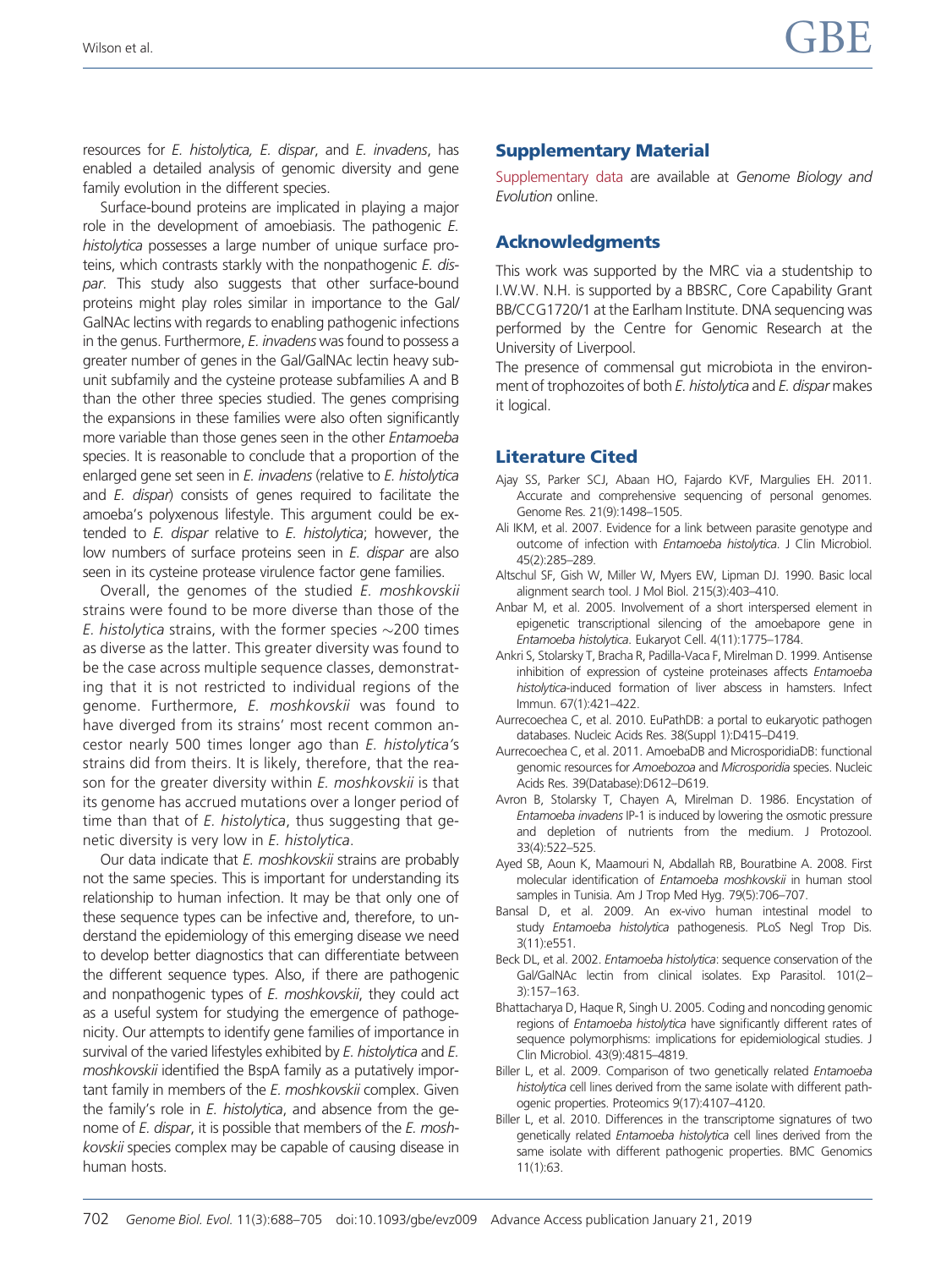resources for *E. histolytica*, *E. dispar*, and *E. invadens*, has enabled a detailed analysis of genomic diversity and gene family evolution in the different species.

Surface-bound proteins are implicated in playing a major role in the development of amoebiasis. The pathogenic *E. histolytica* possesses a large number of unique surface proteins, which contrasts starkly with the nonpathogenic *E. dispar*. This study also suggests that other surface-bound proteins might play roles similar in importance to the Gal/GalNAc lectins with regards to enabling pathogenic infections in the genus. Furthermore, *E. invadens* was found to possess a greater number of genes in the Gal/GalNAc lectin heavy subunit subfamily and the cysteine protease subfamilies A and B than the other three species studied. The genes comprising the expansions in these families were also often significantly more variable than those genes seen in the other *Entamoeba* species. It is reasonable to conclude that a proportion of the enlarged gene set seen in *E. invadens* (relative to *E. histolytica* and *E. dispar*) consists of genes required to facilitate the amoeba's polyxenous lifestyle. This argument could be extended to *E. dispar* relative to *E. histolytica*; however, the low numbers of surface proteins seen in *E. dispar* are also seen in its cysteine protease virulence factor gene families.

Overall, the genomes of the studied *E. moshkovskii* strains were found to be more diverse than those of the *E. histolytica* strains, with the former species ~200 times as diverse as the latter. This greater diversity was found to be the case across multiple sequence classes, demonstrating that it is not restricted to individual regions of the genome. Furthermore, *E. moshkovskii* was found to have diverged from its strains' most recent common ancestor nearly 500 times longer ago than *E. histolytica*'s strains did from theirs. It is likely, therefore, that the reason for the greater diversity within *E. moshkovskii* is that its genome has accrued mutations over a longer period of time than that of *E. histolytica*, thus suggesting that genetic diversity is very low in *E. histolytica*.

Our data indicate that *E. moshkovskii* strains are probably not the same species. This is important for understanding its relationship to human infection. It may be that only one of these sequence types can be infective and, therefore, to understand the epidemiology of this emerging disease we need to develop better diagnostics that can differentiate between the different sequence types. Also, if there are pathogenic and nonpathogenic types of *E. moshkovskii*, they could act as a useful system for studying the emergence of pathogenicity. Our attempts to identify gene families of importance in survival of the varied lifestyles exhibited by *E. histolytica* and *E. moshkovskii* identified the BspA family as a putatively important family in members of the *E. moshkovskii* complex. Given the family's role in *E. histolytica*, and absence from the genome of *E. dispar*, it is possible that members of the *E. moshkovskii* species complex may be capable of causing disease in human hosts.

## Supplementary Material

Supplementary data are available at *Genome Biology and Evolution* online.

## Acknowledgments

This work was supported by the MRC via a studentship to I.W.W. N.H. is supported by a BBSRC, Core Capability Grant BB/CCG1720/1 at the Earlham Institute. DNA sequencing was performed by the Centre for Genomic Research at the University of Liverpool.

The presence of commensal gut microbiota in the environment of trophozoites of both *E. histolytica* and *E. dispar* makes it logical.

## Literature Cited

Ajay SS, Parker SCJ, Abaan HO, Fajardo KVF, Margulies EH. 2011. Accurate and comprehensive sequencing of personal genomes. Genome Res. 21(9):1498–1505.

Ali IKM, et al. 2007. Evidence for a link between parasite genotype and outcome of infection with *Entamoeba histolytica*. J Clin Microbiol. 45(2):285–289.

Altschul SF, Gish W, Miller W, Myers EW, Lipman DJ. 1990. Basic local alignment search tool. J Mol Biol. 215(3):403–410.

Anbar M, et al. 2005. Involvement of a short interspersed element in epigenetic transcriptional silencing of the amoebapore gene in *Entamoeba histolytica*. Eukaryot Cell. 4(11):1775–1784.

Ankri S, Stolarsky T, Bracha R, Padilla-Vaca F, Mirelman D. 1999. Antisense inhibition of expression of cysteine proteinases affects *Entamoeba histolytica*-induced formation of liver abscess in hamsters. Infect Immun. 67(1):421–422.

Aurrecoechea C, et al. 2010. EuPathDB: a portal to eukaryotic pathogen databases. Nucleic Acids Res. 38(Suppl 1):D415–D419.

Aurrecoechea C, et al. 2011. AmoebaDB and MicrosporidiaDB: functional genomic resources for *Amoebozoa* and *Microsporidia* species. Nucleic Acids Res. 39(Database):D612–D619.

Avron B, Stolarsky T, Chayen A, Mirelman D. 1986. Encystation of *Entamoeba invadens* IP-1 is induced by lowering the osmotic pressure and depletion of nutrients from the medium. J Protozool. 33(4):522–525.

Ayed SB, Aoun K, Maamouri N, Abdallah RB, Bouratbine A. 2008. First molecular identification of *Entamoeba moshkovskii* in human stool samples in Tunisia. Am J Trop Med Hyg. 79(5):706–707.

Bansal D, et al. 2009. An ex-vivo human intestinal model to study *Entamoeba histolytica* pathogenesis. PLoS Negl Trop Dis. 3(11):e551.

Beck DL, et al. 2002. *Entamoeba histolytica*: sequence conservation of the Gal/GalNAc lectin from clinical isolates. Exp Parasitol. 101(2–3):157–163.

Bhattacharya D, Haque R, Singh U. 2005. Coding and noncoding genomic regions of *Entamoeba histolytica* have significantly different rates of sequence polymorphisms: implications for epidemiological studies. J Clin Microbiol. 43(9):4815–4819.

Biller L, et al. 2009. Comparison of two genetically related *Entamoeba histolytica* cell lines derived from the same isolate with different pathogenic properties. Proteomics 9(17):4107–4120.

Biller L, et al. 2010. Differences in the transcriptome signatures of two genetically related *Entamoeba histolytica* cell lines derived from the same isolate with different pathogenic properties. BMC Genomics 11(1):63.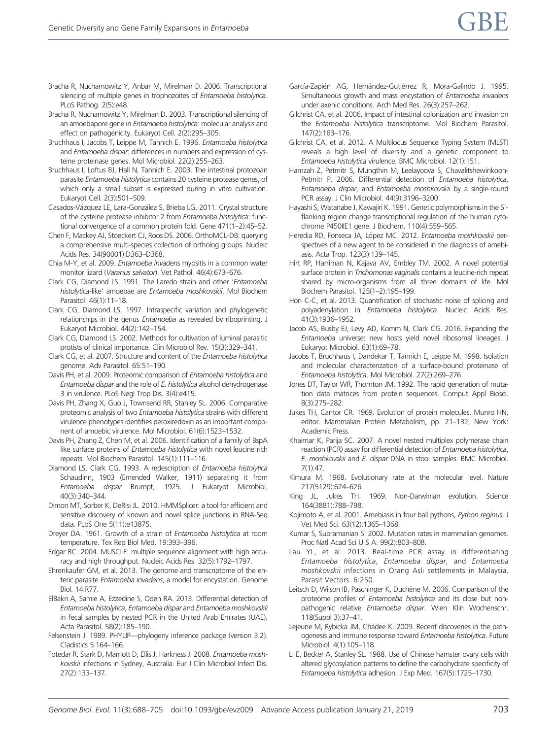Bracha R, Nuchamowitz Y, Anbar M, Mirelman D. 2006. Transcriptional silencing of multiple genes in trophozoites of *Entamoeba histolytica*. PLoS Pathog. 2(5):e48.

Bracha R, Nuchamowitz Y, Mirelman D. 2003. Transcriptional silencing of an amoebapore gene in *Entamoeba histolytica*: molecular analysis and effect on pathogenicity. Eukaryot Cell. 2(2):295–305.

Bruchhaus I, Jacobs T, Leippe M, Tannich E. 1996. *Entamoeba histolytica* and *Entamoeba dispar*: differences in numbers and expression of cysteine proteinase genes. Mol Microbiol. 22(2):255–263.

Bruchhaus I, Loftus BJ, Hall N, Tannich E. 2003. The intestinal protozoan parasite *Entamoeba histolytica* contains 20 cysteine protease genes, of which only a small subset is expressed during in vitro cultivation. Eukaryot Cell. 2(3):501–509.

Casados-Vázquez LE, Lara-González S, Brieba LG. 2011. Crystal structure of the cysteine protease inhibitor 2 from *Entamoeba histolytica*: functional convergence of a common protein fold. Gene 471(1–2):45–52.

Chen F, Mackey AJ, Stoeckert CJ, Roos DS. 2006. OrthoMCL-DB: querying a comprehensive multi-species collection of ortholog groups. Nucleic Acids Res. 34(90001):D363–D368.

Chia M-Y, et al. 2009. *Entamoeba invadens* myositis in a common water monitor lizard (*Varanus salvator*). Vet Pathol. 46(4):673–676.

Clark CG, Diamond LS. 1991. The Laredo strain and other '*Entamoeba histolytica*-like' amoebae are *Entamoeba moshkovskii*. Mol Biochem Parasitol. 46(1):11–18.

Clark CG, Diamond LS. 1997. Intraspecific variation and phylogenetic relationships in the genus *Entamoeba* as revealed by riboprinting. J Eukaryot Microbiol. 44(2):142–154.

Clark CG, Diamond LS. 2002. Methods for cultivation of luminal parasitic protists of clinical importance. Clin Microbiol Rev. 15(3):329–341.

Clark CG, et al. 2007. Structure and content of the *Entamoeba histolytica* genome. Adv Parasitol. 65:51–190.

Davis PH, et al. 2009. Proteomic comparison of *Entamoeba histolytica* and *Entamoeba dispar* and the role of *E. histolytica* alcohol dehydrogenase 3 in virulence. PLoS Negl Trop Dis. 3(4):e415.

Davis PH, Zhang X, Guo J, Townsend RR, Stanley SL. 2006. Comparative proteomic analysis of two *Entamoeba histolytica* strains with different virulence phenotypes identifies peroxiredoxin as an important component of amoebic virulence. Mol Microbiol. 61(6):1523–1532.

Davis PH, Zhang Z, Chen M, et al. 2006. Identification of a family of BspA like surface proteins of *Entamoeba histolytica* with novel leucine rich repeats. Mol Biochem Parasitol. 145(1):111–116.

Diamond LS, Clark CG. 1993. A redescription of *Entamoeba histolytica* Schaudinn, 1903 (Emended Walker, 1911) separating it from *Entamoeba dispar* Brumpt, 1925. J Eukaryot Microbiol. 40(3):340–344.

Dimon MT, Sorber K, DeRisi JL. 2010. HMMSplicer: a tool for efficient and sensitive discovery of known and novel splice junctions in RNA-Seq data. PLoS One 5(11):e13875.

Dreyer DA. 1961. Growth of a strain of *Entamoeba histolytica* at room temperature. Tex Rep Biol Med. 19:393–396.

Edgar RC. 2004. MUSCLE: multiple sequence alignment with high accuracy and high throughput. Nucleic Acids Res. 32(5):1792–1797.

Ehrenkaufer GM, et al. 2013. The genome and transcriptome of the enteric parasite *Entamoeba invadens*, a model for encystation. Genome Biol. 14:R77.

ElBakri A, Samie A, Ezzedine S, Odeh RA. 2013. Differential detection of *Entamoeba histolytica*, *Entamoeba dispar* and *Entamoeba moshkovskii* in fecal samples by nested PCR in the United Arab Emirates (UAE). Acta Parasitol. 58(2):185–190.

Felsenstein J. 1989. PHYLIP—phylogeny inference package (version 3.2). Cladistics 5:164–166.

Fotedar R, Stark D, Marriott D, Ellis J, Harkness J. 2008. *Entamoeba moshkovskii* infections in Sydney, Australia. Eur J Clin Microbiol Infect Dis. 27(2):133–137.

García-Zapién AG, Hernández-Gutiérrez R, Mora-Galindo J. 1995. Simultaneous growth and mass encystation of *Entamoeba invadens* under axenic conditions. Arch Med Res. 26(3):257–262.

Gilchrist CA, et al. 2006. Impact of intestinal colonization and invasion on the *Entamoeba histolytica* transcriptome. Mol Biochem Parasitol. 147(2):163–176.

Gilchrist CA, et al. 2012. A Multilocus Sequence Typing System (MLST) reveals a high level of diversity and a genetic component to *Entamoeba histolytica* virulence. BMC Microbiol. 12(1):151.

Hamzah Z, Petmitr S, Mungthin M, Leelayoova S, Chavalitshewinkoon-Petmitr P. 2006. Differential detection of *Entamoeba histolytica*, *Entamoeba dispar*, and *Entamoeba moshkovskii* by a single-round PCR assay. J Clin Microbiol. 44(9):3196–3200.

Hayashi S, Watanabe J, Kawajiri K. 1991. Genetic polymorphisms in the 5'-flanking region change transcriptional regulation of the human cytochrome P450IIE1 gene. J Biochem. 110(4):559–565.

Heredia RD, Fonseca JA, López MC. 2012. *Entamoeba moshkovskii* perspectives of a new agent to be considered in the diagnosis of amebiasis. Acta Trop. 123(3):139–145.

Hirt RP, Harriman N, Kajava AV, Embley TM. 2002. A novel potential surface protein in *Trichomonas vaginalis* contains a leucine-rich repeat shared by micro-organisms from all three domains of life. Mol Biochem Parasitol. 125(1–2):195–199.

Hon C-C, et al. 2013. Quantification of stochastic noise of splicing and polyadenylation in *Entamoeba histolytica*. Nucleic Acids Res. 41(3):1936–1952.

Jacob AS, Busby EJ, Levy AD, Komm N, Clark CG. 2016. Expanding the *Entamoeba* universe: new hosts yield novel ribosomal lineages. J Eukaryot Microbiol. 63(1):69–78.

Jacobs T, Bruchhaus I, Dandekar T, Tannich E, Leippe M. 1998. Isolation and molecular characterization of a surface-bound proteinase of *Entamoeba histolytica*. Mol Microbiol. 27(2):269–276.

Jones DT, Taylor WR, Thornton JM. 1992. The rapid generation of mutation data matrices from protein sequences. Comput Appl Biosci. 8(3):275–282.

Jukes TH, Cantor CR. 1969. Evolution of protein molecules. Munro HN, editor. Mammalian Protein Metabolism, pp. 21–132, New York: Academic Press.

Khairnar K, Parija SC. 2007. A novel nested multiplex polymerase chain reaction (PCR) assay for differential detection of *Entamoeba histolytica*, *E. moshkovskii* and *E. dispar* DNA in stool samples. BMC Microbiol. 7(1):47.

Kimura M. 1968. Evolutionary rate at the molecular level. Nature 217(5129):624–626.

King JL, Jukes TH. 1969. Non-Darwinian evolution. Science 164(3881):788–798.

Kojimoto A, et al. 2001. Amebiasis in four ball pythons, *Python reginus*. J Vet Med Sci. 63(12):1365–1368.

Kumar S, Subramanian S. 2002. Mutation rates in mammalian genomes. Proc Natl Acad Sci U S A. 99(2):803–808.

Lau YL, et al. 2013. Real-time PCR assay in differentiating *Entamoeba histolytica*, *Entamoeba dispar*, and *Entamoeba moshkovskii* infections in Orang Asli settlements in Malaysia. Parasit Vectors. 6:250.

Leitsch D, Wilson IB, Paschinger K, Duchêne M. 2006. Comparison of the proteome profiles of *Entamoeba histolytica* and its close but non-pathogenic relative *Entamoeba dispar*. Wien Klin Wochenschr. 118(Suppl 3):37–41.

Lejeune M, Rybicka JM, Chadee K. 2009. Recent discoveries in the pathogenesis and immune response toward *Entamoeba histolytica*. Future Microbiol. 4(1):105–118.

Li E, Becker A, Stanley SL. 1988. Use of Chinese hamster ovary cells with altered glycosylation patterns to define the carbohydrate specificity of *Entamoeba histolytica* adhesion. J Exp Med. 167(5):1725–1730.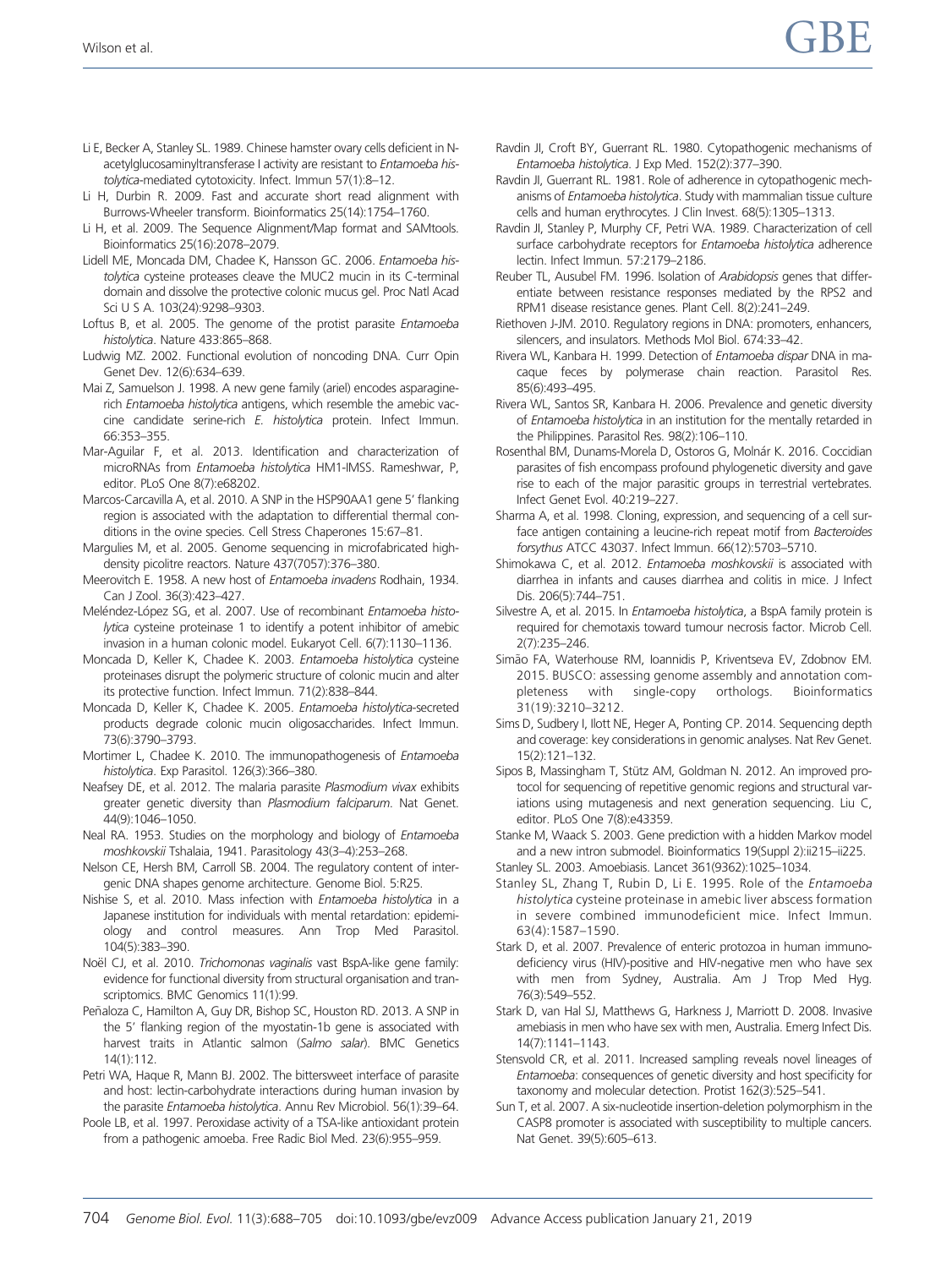Li E, Becker A, Stanley SL. 1989. Chinese hamster ovary cells deficient in N-acetylglucosaminyltransferase I activity are resistant to *Entamoeba histolytica*-mediated cytotoxicity. Infect. Immun 57(1):8–12.

Li H, Durbin R. 2009. Fast and accurate short read alignment with Burrows-Wheeler transform. Bioinformatics 25(14):1754–1760.

Li H, et al. 2009. The Sequence Alignment/Map format and SAMtools. Bioinformatics 25(16):2078–2079.

Lidell ME, Moncada DM, Chadee K, Hansson GC. 2006. *Entamoeba histolytica* cysteine proteases cleave the MUC2 mucin in its C-terminal domain and dissolve the protective colonic mucus gel. Proc Natl Acad Sci U S A. 103(24):9298–9303.

Loftus B, et al. 2005. The genome of the protist parasite *Entamoeba histolytica*. Nature 433:865–868.

Ludwig MZ. 2002. Functional evolution of noncoding DNA. Curr Opin Genet Dev. 12(6):634–639.

Mai Z, Samuelson J. 1998. A new gene family (ariel) encodes asparagine-rich *Entamoeba histolytica* antigens, which resemble the amebic vaccine candidate serine-rich *E. histolytica* protein. Infect Immun. 66:353–355.

Mar-Aguilar F, et al. 2013. Identification and characterization of microRNAs from *Entamoeba histolytica* HM1-IMSS. Rameshwar, P, editor. PLoS One 8(7):e68202.

Marcos-Carcavilla A, et al. 2010. A SNP in the HSP90AA1 gene 5′ flanking region is associated with the adaptation to differential thermal conditions in the ovine species. Cell Stress Chaperones 15:67–81.

Margulies M, et al. 2005. Genome sequencing in microfabricated high-density picolitre reactors. Nature 437(7057):376–380.

Meerovitch E. 1958. A new host of *Entamoeba invadens* Rodhain, 1934. Can J Zool. 36(3):423–427.

Meléndez-López SG, et al. 2007. Use of recombinant *Entamoeba histolytica* cysteine proteinase 1 to identify a potent inhibitor of amebic invasion in a human colonic model. Eukaryot Cell. 6(7):1130–1136.

Moncada D, Keller K, Chadee K. 2003. *Entamoeba histolytica* cysteine proteinases disrupt the polymeric structure of colonic mucin and alter its protective function. Infect Immun. 71(2):838–844.

Moncada D, Keller K, Chadee K. 2005. *Entamoeba histolytica*-secreted products degrade colonic mucin oligosaccharides. Infect Immun. 73(6):3790–3793.

Mortimer L, Chadee K. 2010. The immunopathogenesis of *Entamoeba histolytica*. Exp Parasitol. 126(3):366–380.

Neafsey DE, et al. 2012. The malaria parasite *Plasmodium vivax* exhibits greater genetic diversity than *Plasmodium falciparum*. Nat Genet. 44(9):1046–1050.

Neal RA. 1953. Studies on the morphology and biology of *Entamoeba moshkovskii* Tshalaia, 1941. Parasitology 43(3–4):253–268.

Nelson CE, Hersh BM, Carroll SB. 2004. The regulatory content of intergenic DNA shapes genome architecture. Genome Biol. 5:R25.

Nishise S, et al. 2010. Mass infection with *Entamoeba histolytica* in a Japanese institution for individuals with mental retardation: epidemiology and control measures. Ann Trop Med Parasitol. 104(5):383–390.

Noël CJ, et al. 2010. *Trichomonas vaginalis* vast BspA-like gene family: evidence for functional diversity from structural organisation and transcriptomics. BMC Genomics 11(1):99.

Peñaloza C, Hamilton A, Guy DR, Bishop SC, Houston RD. 2013. A SNP in the 5′ flanking region of the myostatin-1b gene is associated with harvest traits in Atlantic salmon (*Salmo salar*). BMC Genetics 14(1):112.

Petri WA, Haque R, Mann BJ. 2002. The bittersweet interface of parasite and host: lectin-carbohydrate interactions during human invasion by the parasite *Entamoeba histolytica*. Annu Rev Microbiol. 56(1):39–64.

Poole LB, et al. 1997. Peroxidase activity of a TSA-like antioxidant protein from a pathogenic amoeba. Free Radic Biol Med. 23(6):955–959.

Ravdin JI, Croft BY, Guerrant RL. 1980. Cytopathogenic mechanisms of *Entamoeba histolytica*. J Exp Med. 152(2):377–390.

Ravdin JI, Guerrant RL. 1981. Role of adherence in cytopathogenic mechanisms of *Entamoeba histolytica*. Study with mammalian tissue culture cells and human erythrocytes. J Clin Invest. 68(5):1305–1313.

Ravdin JI, Stanley P, Murphy CF, Petri WA. 1989. Characterization of cell surface carbohydrate receptors for *Entamoeba histolytica* adherence lectin. Infect Immun. 57:2179–2186.

Reuber TL, Ausubel FM. 1996. Isolation of *Arabidopsis* genes that differentiate between resistance responses mediated by the RPS2 and RPM1 disease resistance genes. Plant Cell. 8(2):241–249.

Riethoven J-JM. 2010. Regulatory regions in DNA: promoters, enhancers, silencers, and insulators. Methods Mol Biol. 674:33–42.

Rivera WL, Kanbara H. 1999. Detection of *Entamoeba dispar* DNA in macaque feces by polymerase chain reaction. Parasitol Res. 85(6):493–495.

Rivera WL, Santos SR, Kanbara H. 2006. Prevalence and genetic diversity of *Entamoeba histolytica* in an institution for the mentally retarded in the Philippines. Parasitol Res. 98(2):106–110.

Rosenthal BM, Dunams-Morela D, Ostoros G, Molnár K. 2016. Coccidian parasites of fish encompass profound phylogenetic diversity and gave rise to each of the major parasitic groups in terrestrial vertebrates. Infect Genet Evol. 40:219–227.

Sharma A, et al. 1998. Cloning, expression, and sequencing of a cell surface antigen containing a leucine-rich repeat motif from *Bacteroides forsythus* ATCC 43037. Infect Immun. 66(12):5703–5710.

Shimokawa C, et al. 2012. *Entamoeba moshkovskii* is associated with diarrhea in infants and causes diarrhea and colitis in mice. J Infect Dis. 206(5):744–751.

Silvestre A, et al. 2015. In *Entamoeba histolytica*, a BspA family protein is required for chemotaxis toward tumour necrosis factor. Microb Cell. 2(7):235–246.

Simão FA, Waterhouse RM, Ioannidis P, Kriventseva EV, Zdobnov EM. 2015. BUSCO: assessing genome assembly and annotation completeness with single-copy orthologs. Bioinformatics 31(19):3210–3212.

Sims D, Sudbery I, Ilott NE, Heger A, Ponting CP. 2014. Sequencing depth and coverage: key considerations in genomic analyses. Nat Rev Genet. 15(2):121–132.

Sipos B, Massingham T, Stütz AM, Goldman N. 2012. An improved protocol for sequencing of repetitive genomic regions and structural variations using mutagenesis and next generation sequencing. Liu C, editor. PLoS One 7(8):e43359.

Stanke M, Waack S. 2003. Gene prediction with a hidden Markov model and a new intron submodel. Bioinformatics 19(Suppl 2):ii215–ii225.

Stanley SL. 2003. Amoebiasis. Lancet 361(9362):1025–1034.

Stanley SL, Zhang T, Rubin D, Li E. 1995. Role of the *Entamoeba histolytica* cysteine proteinase in amebic liver abscess formation in severe combined immunodeficient mice. Infect Immun. 63(4):1587–1590.

Stark D, et al. 2007. Prevalence of enteric protozoa in human immunodeficiency virus (HIV)-positive and HIV-negative men who have sex with men from Sydney, Australia. Am J Trop Med Hyg. 76(3):549–552.

Stark D, van Hal SJ, Matthews G, Harkness J, Marriott D. 2008. Invasive amebiasis in men who have sex with men, Australia. Emerg Infect Dis. 14(7):1141–1143.

Stensvold CR, et al. 2011. Increased sampling reveals novel lineages of *Entamoeba*: consequences of genetic diversity and host specificity for taxonomy and molecular detection. Protist 162(3):525–541.

Sun T, et al. 2007. A six-nucleotide insertion-deletion polymorphism in the CASP8 promoter is associated with susceptibility to multiple cancers. Nat Genet. 39(5):605–613.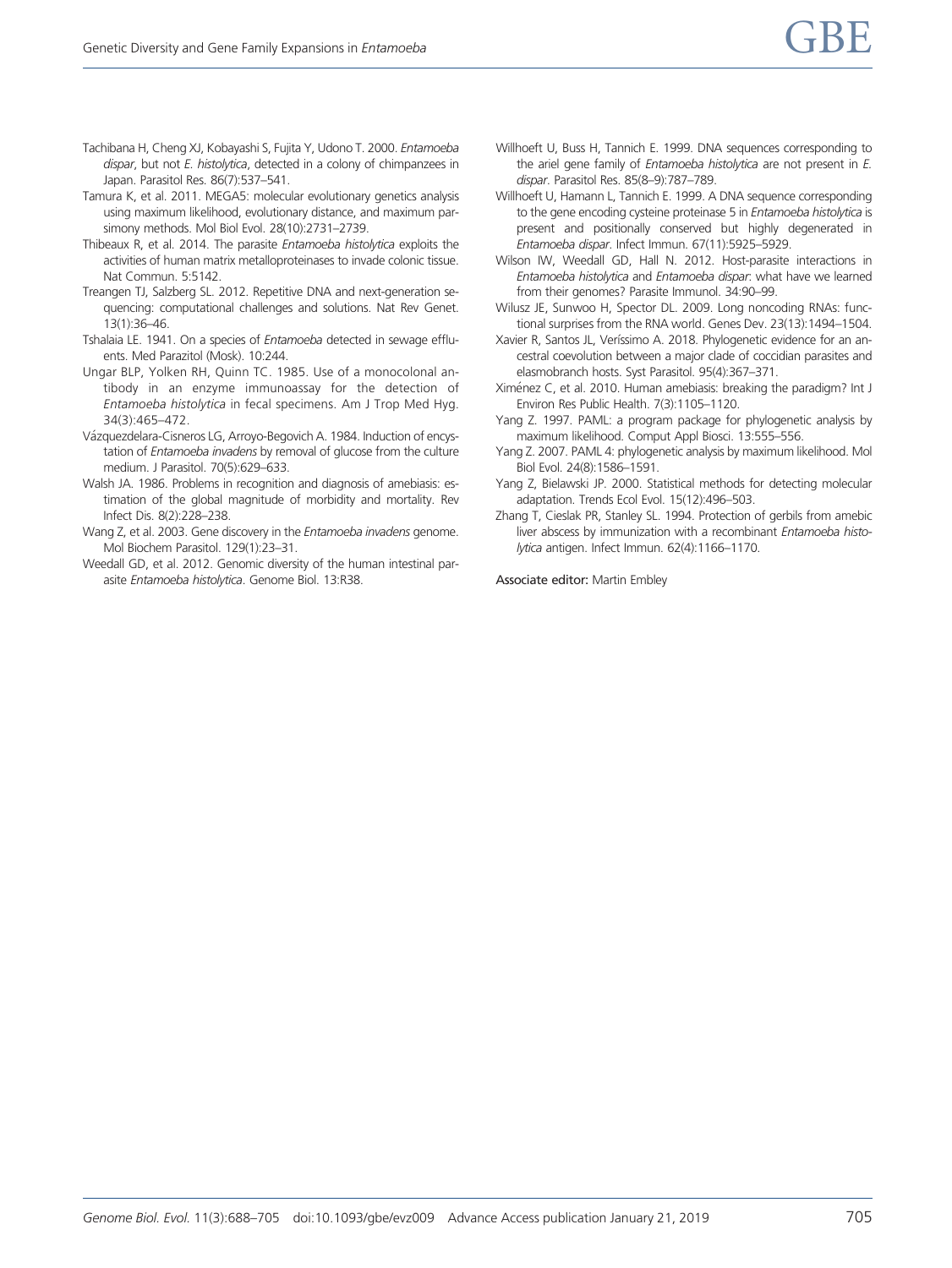Tachibana H, Cheng XJ, Kobayashi S, Fujita Y, Udono T. 2000. *Entamoeba dispar*, but not *E. histolytica*, detected in a colony of chimpanzees in Japan. Parasitol Res. 86(7):537–541.

Tamura K, et al. 2011. MEGA5: molecular evolutionary genetics analysis using maximum likelihood, evolutionary distance, and maximum parsimony methods. Mol Biol Evol. 28(10):2731–2739.

Thibeaux R, et al. 2014. The parasite *Entamoeba histolytica* exploits the activities of human matrix metalloproteinases to invade colonic tissue. Nat Commun. 5:5142.

Treangen TJ, Salzberg SL. 2012. Repetitive DNA and next-generation sequencing: computational challenges and solutions. Nat Rev Genet. 13(1):36–46.

Tshalaia LE. 1941. On a species of *Entamoeba* detected in sewage effluents. Med Parazitol (Mosk). 10:244.

Ungar BLP, Yolken RH, Quinn TC. 1985. Use of a monocolonal antibody in an enzyme immunoassay for the detection of *Entamoeba histolytica* in fecal specimens. Am J Trop Med Hyg. 34(3):465–472.

Vázquezdelara-Cisneros LG, Arroyo-Begovich A. 1984. Induction of encystation of *Entamoeba invadens* by removal of glucose from the culture medium. J Parasitol. 70(5):629–633.

Walsh JA. 1986. Problems in recognition and diagnosis of amebiasis: estimation of the global magnitude of morbidity and mortality. Rev Infect Dis. 8(2):228–238.

Wang Z, et al. 2003. Gene discovery in the *Entamoeba invadens* genome. Mol Biochem Parasitol. 129(1):23–31.

Weedall GD, et al. 2012. Genomic diversity of the human intestinal parasite *Entamoeba histolytica*. Genome Biol. 13:R38.

Willhoeft U, Buss H, Tannich E. 1999. DNA sequences corresponding to the ariel gene family of *Entamoeba histolytica* are not present in *E. dispar*. Parasitol Res. 85(8–9):787–789.

Willhoeft U, Hamann L, Tannich E. 1999. A DNA sequence corresponding to the gene encoding cysteine proteinase 5 in *Entamoeba histolytica* is present and positionally conserved but highly degenerated in *Entamoeba dispar*. Infect Immun. 67(11):5925–5929.

Wilson IW, Weedall GD, Hall N. 2012. Host-parasite interactions in *Entamoeba histolytica* and *Entamoeba dispar*: what have we learned from their genomes? Parasite Immunol. 34:90–99.

Wilusz JE, Sunwoo H, Spector DL. 2009. Long noncoding RNAs: functional surprises from the RNA world. Genes Dev. 23(13):1494–1504.

Xavier R, Santos JL, Veríssimo A. 2018. Phylogenetic evidence for an ancestral coevolution between a major clade of coccidian parasites and elasmobranch hosts. Syst Parasitol. 95(4):367–371.

Ximénez C, et al. 2010. Human amebiasis: breaking the paradigm? Int J Environ Res Public Health. 7(3):1105–1120.

Yang Z. 1997. PAML: a program package for phylogenetic analysis by maximum likelihood. Comput Appl Biosci. 13:555–556.

Yang Z. 2007. PAML 4: phylogenetic analysis by maximum likelihood. Mol Biol Evol. 24(8):1586–1591.

Yang Z, Bielawski JP. 2000. Statistical methods for detecting molecular adaptation. Trends Ecol Evol. 15(12):496–503.

Zhang T, Cieslak PR, Stanley SL. 1994. Protection of gerbils from amebic liver abscess by immunization with a recombinant *Entamoeba histolytica* antigen. Infect Immun. 62(4):1166–1170.

Associate editor: Martin Embley